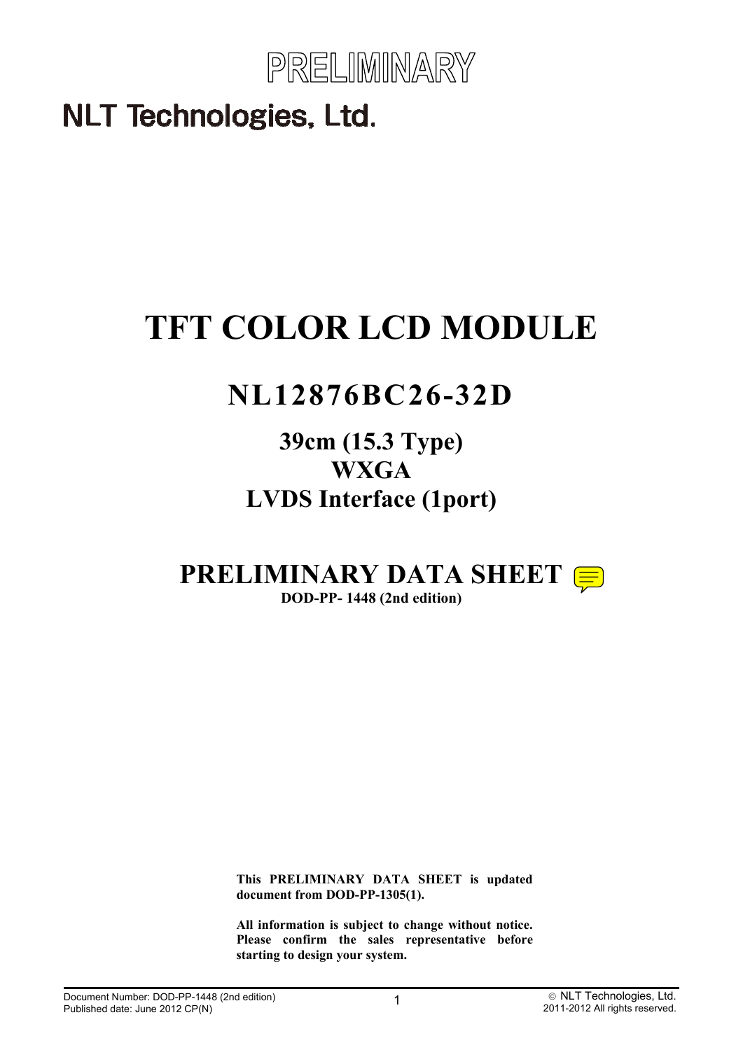PRELIMINARY

NLT Technologies, Ltd.

# TFT COLOR LCD MODULE

## NL12876BC26-32D

### 39cm (15.3 Type)
### WXGA
### LVDS Interface (1port)

## PRELIMINARY DATA SHEET

**DOD-PP- 1448 (2nd edition)**

**This PRELIMINARY DATA SHEET is updated document from DOD-PP-1305(1).**

**All information is subject to change without notice. Please confirm the sales representative before starting to design your system.**

Document Number: DOD-PP-1448 (2nd edition)
Published date: June 2012 CP(N)

© NLT Technologies, Ltd.
2011-2012 All rights reserved.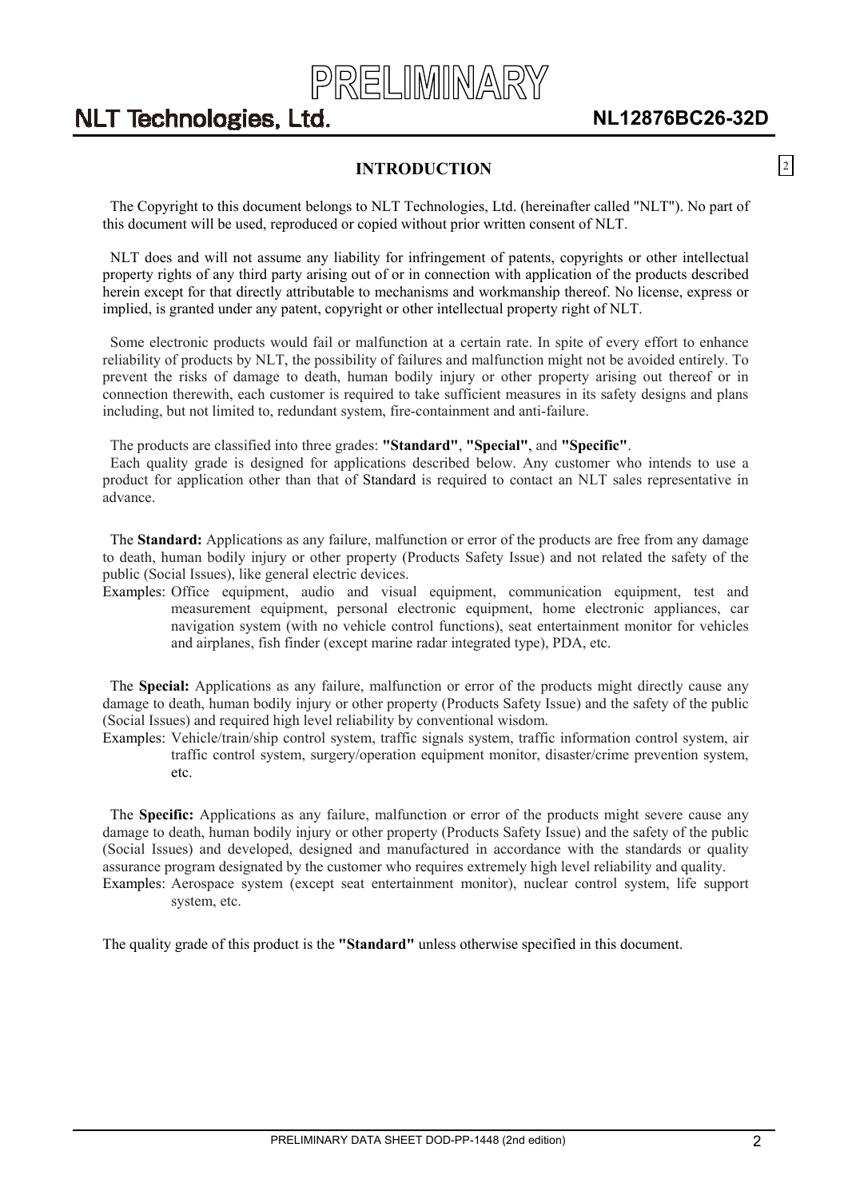## INTRODUCTION

The Copyright to this document belongs to NLT Technologies, Ltd. (hereinafter called "NLT"). No part of this document will be used, reproduced or copied without prior written consent of NLT.

NLT does and will not assume any liability for infringement of patents, copyrights or other intellectual property rights of any third party arising out of or in connection with application of the products described herein except for that directly attributable to mechanisms and workmanship thereof. No license, express or implied, is granted under any patent, copyright or other intellectual property right of NLT.

Some electronic products would fail or malfunction at a certain rate. In spite of every effort to enhance reliability of products by NLT, the possibility of failures and malfunction might not be avoided entirely. To prevent the risks of damage to death, human bodily injury or other property arising out thereof or in connection therewith, each customer is required to take sufficient measures in its safety designs and plans including, but not limited to, redundant system, fire-containment and anti-failure.

The products are classified into three grades: **"Standard"**, **"Special"**, and **"Specific"**.
Each quality grade is designed for applications described below. Any customer who intends to use a product for application other than that of Standard is required to contact an NLT sales representative in advance.

The **Standard:** Applications as any failure, malfunction or error of the products are free from any damage to death, human bodily injury or other property (Products Safety Issue) and not related the safety of the public (Social Issues), like general electric devices.
Examples: Office equipment, audio and visual equipment, communication equipment, test and measurement equipment, personal electronic equipment, home electronic appliances, car navigation system (with no vehicle control functions), seat entertainment monitor for vehicles and airplanes, fish finder (except marine radar integrated type), PDA, etc.

The **Special:** Applications as any failure, malfunction or error of the products might directly cause any damage to death, human bodily injury or other property (Products Safety Issue) and the safety of the public (Social Issues) and required high level reliability by conventional wisdom.
Examples: Vehicle/train/ship control system, traffic signals system, traffic information control system, air traffic control system, surgery/operation equipment monitor, disaster/crime prevention system, etc.

The **Specific:** Applications as any failure, malfunction or error of the products might severe cause any damage to death, human bodily injury or other property (Products Safety Issue) and the safety of the public (Social Issues) and developed, designed and manufactured in accordance with the standards or quality assurance program designated by the customer who requires extremely high level reliability and quality.
Examples: Aerospace system (except seat entertainment monitor), nuclear control system, life support system, etc.

The quality grade of this product is the **"Standard"** unless otherwise specified in this document.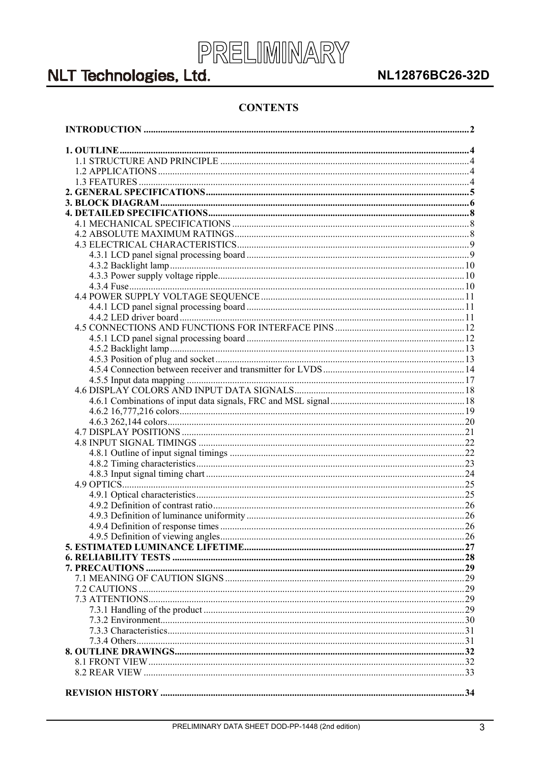# CONTENTS

**INTRODUCTION** .......... 2

**1. OUTLINE** .......... 4
- 1.1 STRUCTURE AND PRINCIPLE .......... 4
- 1.2 APPLICATIONS .......... 4
- 1.3 FEATURES .......... 4

**2. GENERAL SPECIFICATIONS** .......... 5

**3. BLOCK DIAGRAM** .......... 6

**4. DETAILED SPECIFICATIONS** .......... 8
- 4.1 MECHANICAL SPECIFICATIONS .......... 8
- 4.2 ABSOLUTE MAXIMUM RATINGS .......... 8
- 4.3 ELECTRICAL CHARACTERISTICS .......... 9
  - 4.3.1 LCD panel signal processing board .......... 9
  - 4.3.2 Backlight lamp .......... 10
  - 4.3.3 Power supply voltage ripple .......... 10
  - 4.3.4 Fuse .......... 10
- 4.4 POWER SUPPLY VOLTAGE SEQUENCE .......... 11
  - 4.4.1 LCD panel signal processing board .......... 11
  - 4.4.2 LED driver board .......... 11
- 4.5 CONNECTIONS AND FUNCTIONS FOR INTERFACE PINS .......... 12
  - 4.5.1 LCD panel signal processing board .......... 12
  - 4.5.2 Backlight lamp .......... 13
  - 4.5.3 Position of plug and socket .......... 13
  - 4.5.4 Connection between receiver and transmitter for LVDS .......... 14
  - 4.5.5 Input data mapping .......... 17
- 4.6 DISPLAY COLORS AND INPUT DATA SIGNALS .......... 18
  - 4.6.1 Combinations of input data signals, FRC and MSL signal .......... 18
  - 4.6.2 16,777,216 colors .......... 19
  - 4.6.3 262,144 colors .......... 20
- 4.7 DISPLAY POSITIONS .......... 21
- 4.8 INPUT SIGNAL TIMINGS .......... 22
  - 4.8.1 Outline of input signal timings .......... 22
  - 4.8.2 Timing characteristics .......... 23
  - 4.8.3 Input signal timing chart .......... 24
- 4.9 OPTICS .......... 25
  - 4.9.1 Optical characteristics .......... 25
  - 4.9.2 Definition of contrast ratio .......... 26
  - 4.9.3 Definition of luminance uniformity .......... 26
  - 4.9.4 Definition of response times .......... 26
  - 4.9.5 Definition of viewing angles .......... 26

**5. ESTIMATED LUMINANCE LIFETIME** .......... 27

**6. RELIABILITY TESTS** .......... 28

**7. PRECAUTIONS** .......... 29
- 7.1 MEANING OF CAUTION SIGNS .......... 29
- 7.2 CAUTIONS .......... 29
- 7.3 ATTENTIONS .......... 29
  - 7.3.1 Handling of the product .......... 29
  - 7.3.2 Environment .......... 30
  - 7.3.3 Characteristics .......... 31
  - 7.3.4 Others .......... 31

**8. OUTLINE DRAWINGS** .......... 32
- 8.1 FRONT VIEW .......... 32
- 8.2 REAR VIEW .......... 33

**REVISION HISTORY** .......... 34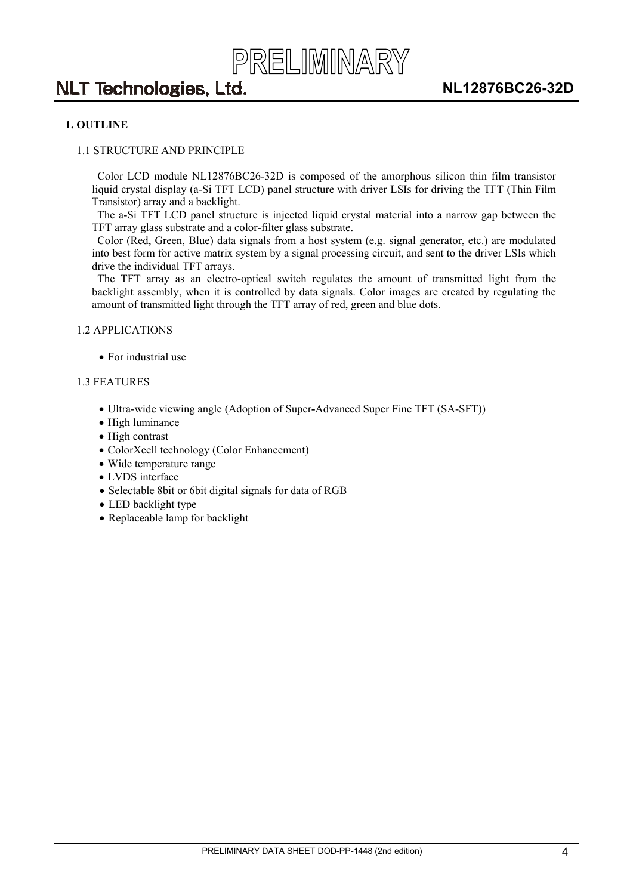## 1. OUTLINE

### 1.1 STRUCTURE AND PRINCIPLE

Color LCD module NL12876BC26-32D is composed of the amorphous silicon thin film transistor liquid crystal display (a-Si TFT LCD) panel structure with driver LSIs for driving the TFT (Thin Film Transistor) array and a backlight.

The a-Si TFT LCD panel structure is injected liquid crystal material into a narrow gap between the TFT array glass substrate and a color-filter glass substrate.

Color (Red, Green, Blue) data signals from a host system (e.g. signal generator, etc.) are modulated into best form for active matrix system by a signal processing circuit, and sent to the driver LSIs which drive the individual TFT arrays.

The TFT array as an electro-optical switch regulates the amount of transmitted light from the backlight assembly, when it is controlled by data signals. Color images are created by regulating the amount of transmitted light through the TFT array of red, green and blue dots.

### 1.2 APPLICATIONS

- For industrial use

### 1.3 FEATURES

- Ultra-wide viewing angle (Adoption of Super-Advanced Super Fine TFT (SA-SFT))
- High luminance
- High contrast
- ColorXcell technology (Color Enhancement)
- Wide temperature range
- LVDS interface
- Selectable 8bit or 6bit digital signals for data of RGB
- LED backlight type
- Replaceable lamp for backlight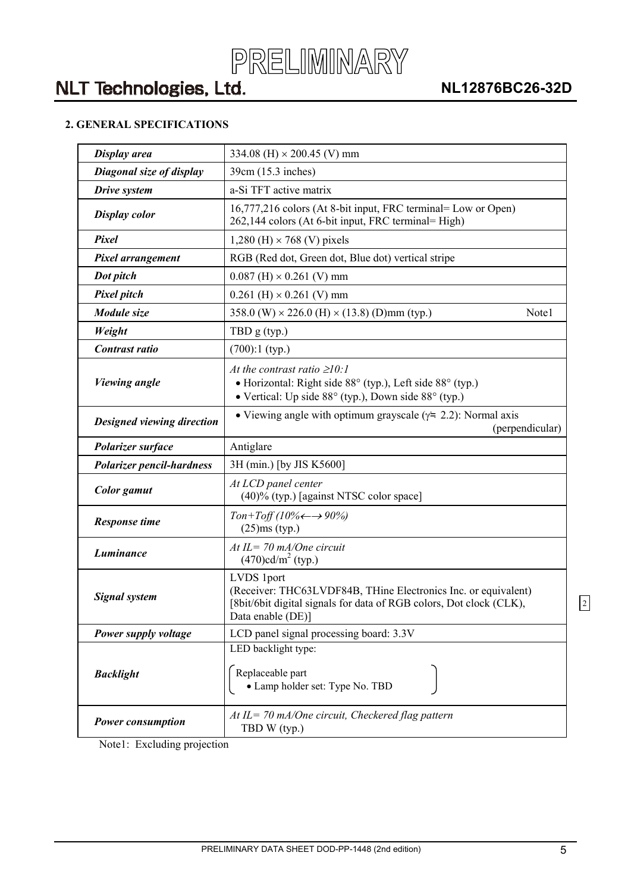## 2. GENERAL SPECIFICATIONS

| *Display area* | 334.08 (H) × 200.45 (V) mm |
|---|---|
| *Diagonal size of display* | 39cm (15.3 inches) |
| *Drive system* | a-Si TFT active matrix |
| *Display color* | 16,777,216 colors (At 8-bit input, FRC terminal= Low or Open)<br>262,144 colors (At 6-bit input, FRC terminal= High) |
| *Pixel* | 1,280 (H) × 768 (V) pixels |
| *Pixel arrangement* | RGB (Red dot, Green dot, Blue dot) vertical stripe |
| *Dot pitch* | 0.087 (H) × 0.261 (V) mm |
| *Pixel pitch* | 0.261 (H) × 0.261 (V) mm |
| *Module size* | 358.0 (W) × 226.0 (H) × (13.8) (D)mm (typ.) Note1 |
| *Weight* | TBD g (typ.) |
| *Contrast ratio* | (700):1 (typ.) |
| *Viewing angle* | *At the contrast ratio ≥10:1*<br>• Horizontal: Right side 88° (typ.), Left side 88° (typ.)<br>• Vertical: Up side 88° (typ.), Down side 88° (typ.) |
| *Designed viewing direction* | • Viewing angle with optimum grayscale (γ≒ 2.2): Normal axis (perpendicular) |
| *Polarizer surface* | Antiglare |
| *Polarizer pencil-hardness* | 3H (min.) [by JIS K5600] |
| *Color gamut* | *At LCD panel center*<br>(40)% (typ.) [against NTSC color space] |
| *Response time* | *Ton+Toff (10%←→ 90%)*<br>(25)ms (typ.) |
| *Luminance* | *At IL= 70 mA/One circuit*<br>(470)cd/m² (typ.) |
| *Signal system* | LVDS 1port<br>(Receiver: THC63LVDF84B, THine Electronics Inc. or equivalent)<br>[8bit/6bit digital signals for data of RGB colors, Dot clock (CLK), Data enable (DE)] |
| *Power supply voltage* | LCD panel signal processing board: 3.3V |
| *Backlight* | LED backlight type:<br>Replaceable part<br>• Lamp holder set: Type No. TBD |
| *Power consumption* | *At IL= 70 mA/One circuit, Checkered flag pattern*<br>TBD W (typ.) |

Note1: Excluding projection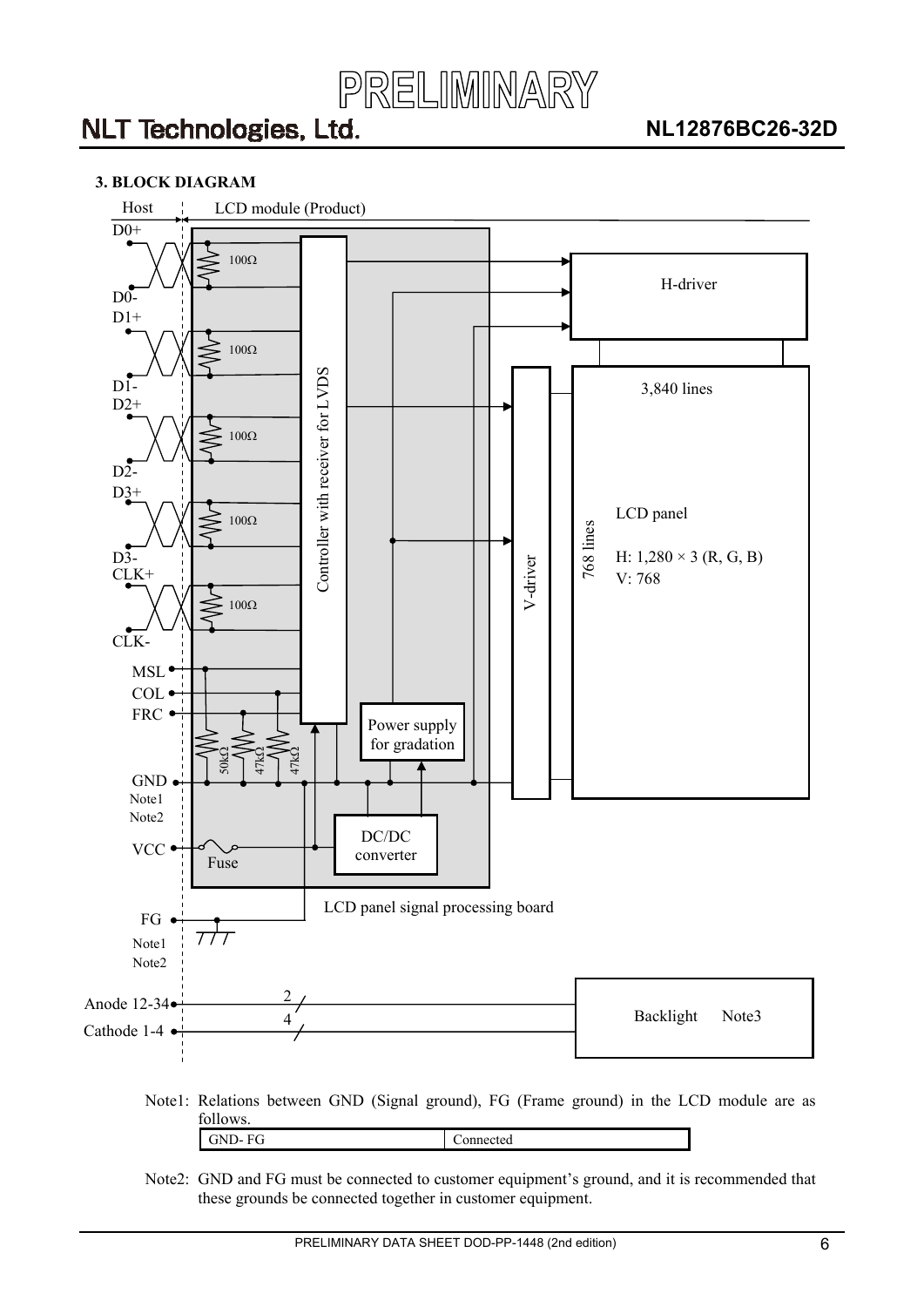### 3. BLOCK DIAGRAM

Host | LCD module (Product)

D0+, D0-, D1+, D1-, D2+, D2-, D3+, D3-, CLK+, CLK- (each pair terminated with 100Ω)

Controller with receiver for LVDS

H-driver

V-driver

3,840 lines

768 lines

LCD panel

H: 1,280 × 3 (R, G, B)
V: 768

MSL, COL, FRC (50kΩ, 47kΩ, 47kΩ)

GND Note1 Note2

VCC — Fuse

Power supply for gradation

DC/DC converter

LCD panel signal processing board

FG Note1 Note2

Anode 12-34 — 2

Cathode 1-4 — 4

Backlight Note3

Note1: Relations between GND (Signal ground), FG (Frame ground) in the LCD module are as follows.

| GND- FG | Connected |
|---|---|

Note2: GND and FG must be connected to customer equipment's ground, and it is recommended that these grounds be connected together in customer equipment.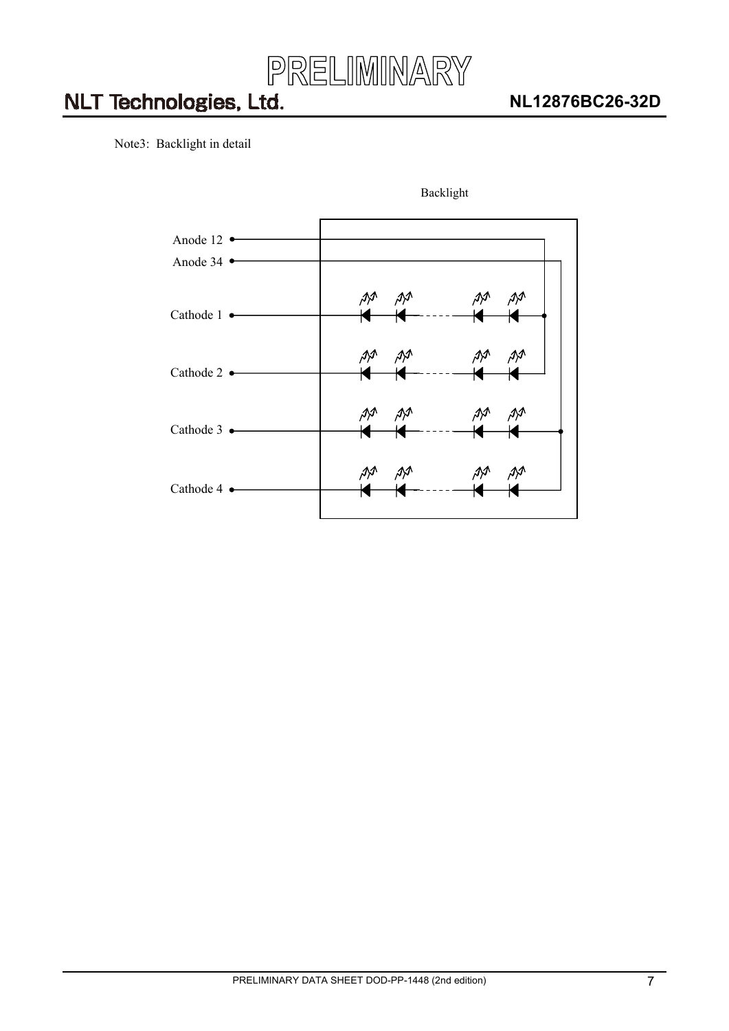Note3: Backlight in detail

Backlight

Anode 12

Anode 34

Cathode 1

Cathode 2

Cathode 3

Cathode 4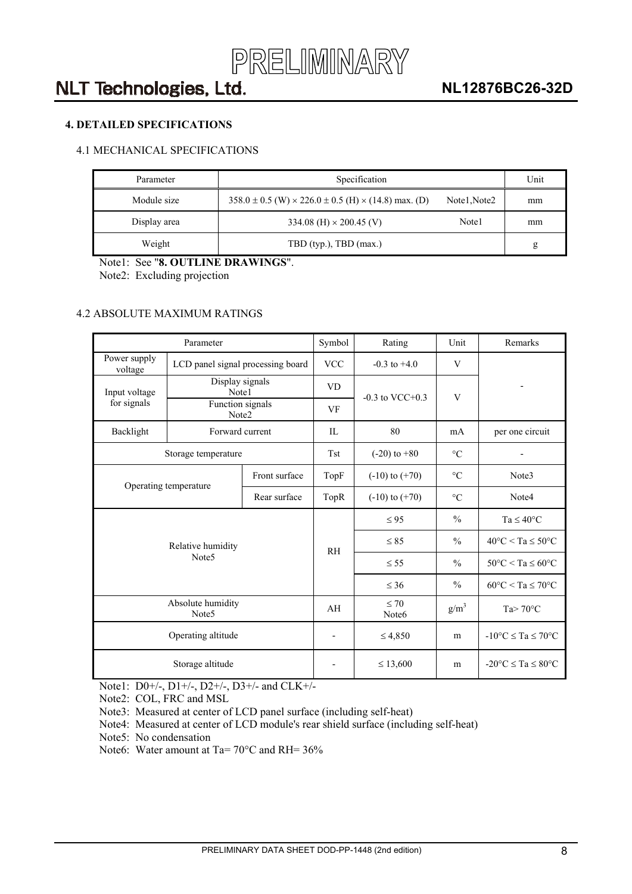PRELIMINARY

## 4. DETAILED SPECIFICATIONS

### 4.1 MECHANICAL SPECIFICATIONS

| Parameter | Specification | | Unit |
|---|---|---|---|
| Module size | 358.0 ± 0.5 (W) × 226.0 ± 0.5 (H) × (14.8) max. (D) | Note1,Note2 | mm |
| Display area | 334.08 (H) × 200.45 (V) | Note1 | mm |
| Weight | TBD (typ.), TBD (max.) | | g |

Note1: See "**8. OUTLINE DRAWINGS**".
Note2: Excluding projection

### 4.2 ABSOLUTE MAXIMUM RATINGS

| Parameter | | | Symbol | Rating | Unit | Remarks |
|---|---|---|---|---|---|---|
| Power supply voltage | LCD panel signal processing board | | VCC | -0.3 to +4.0 | V | - |
| Input voltage for signals | Display signals Note1 | | VD | -0.3 to VCC+0.3 | V | |
| | Function signals Note2 | | VF | | | |
| Backlight | Forward current | | IL | 80 | mA | per one circuit |
| Storage temperature | | | Tst | (-20) to +80 | °C | - |
| Operating temperature | | Front surface | TopF | (-10) to (+70) | °C | Note3 |
| | | Rear surface | TopR | (-10) to (+70) | °C | Note4 |
| Relative humidity Note5 | | | RH | ≤ 95 | % | Ta ≤ 40°C |
| | | | | ≤ 85 | % | 40°C < Ta ≤ 50°C |
| | | | | ≤ 55 | % | 50°C < Ta ≤ 60°C |
| | | | | ≤ 36 | % | 60°C < Ta ≤ 70°C |
| Absolute humidity Note5 | | | AH | ≤ 70 Note6 | $g/m^3$ | Ta> 70°C |
| Operating altitude | | | - | ≤ 4,850 | m | -10°C ≤ Ta ≤ 70°C |
| Storage altitude | | | - | ≤ 13,600 | m | -20°C ≤ Ta ≤ 80°C |

Note1: D0+/-, D1+/-, D2+/-, D3+/- and CLK+/-
Note2: COL, FRC and MSL
Note3: Measured at center of LCD panel surface (including self-heat)
Note4: Measured at center of LCD module's rear shield surface (including self-heat)
Note5: No condensation
Note6: Water amount at Ta= 70°C and RH= 36%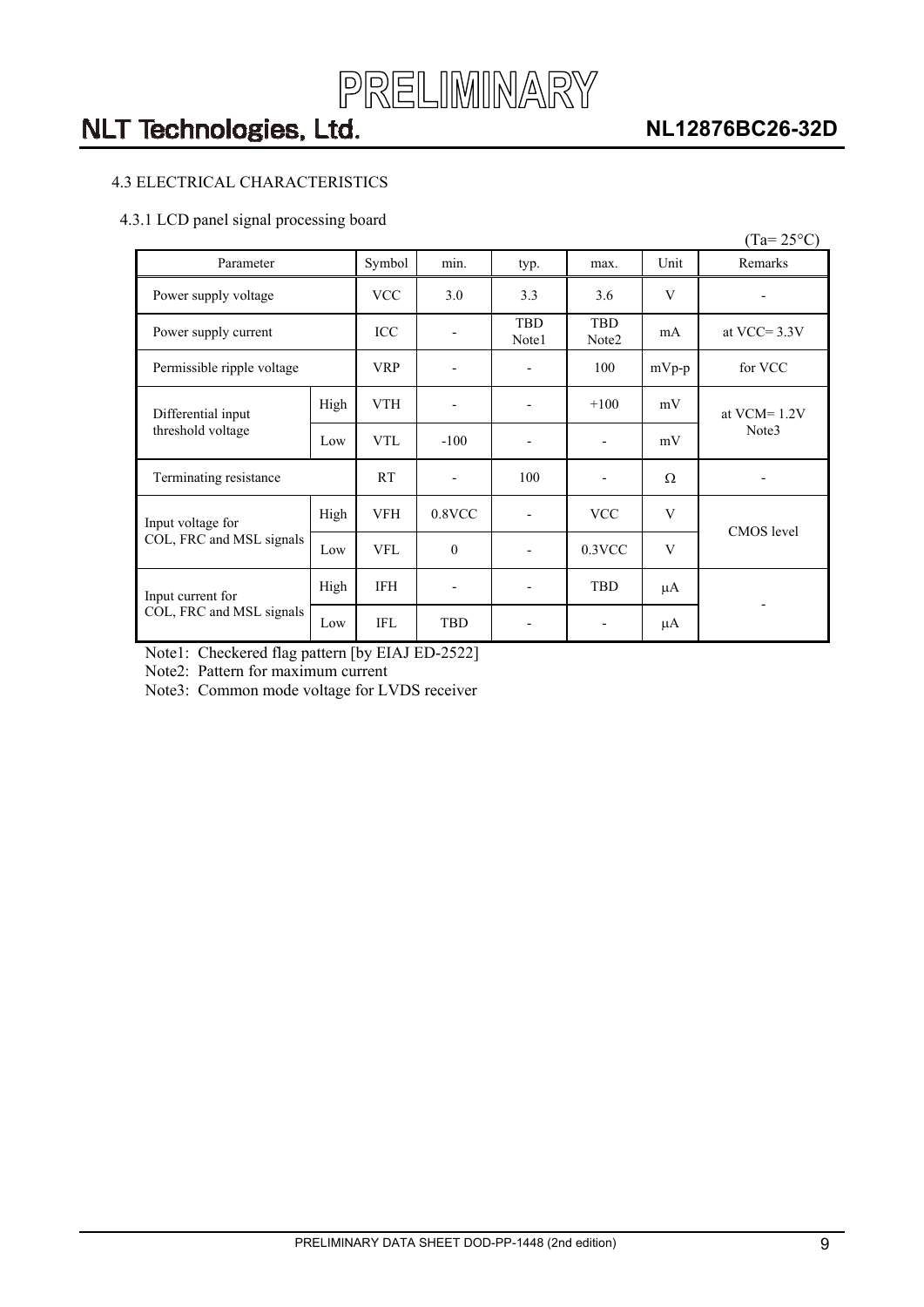## 4.3 ELECTRICAL CHARACTERISTICS

### 4.3.1 LCD panel signal processing board

(Ta= 25°C)

| Parameter | | Symbol | min. | typ. | max. | Unit | Remarks |
|---|---|---|---|---|---|---|---|
| Power supply voltage | | VCC | 3.0 | 3.3 | 3.6 | V | - |
| Power supply current | | ICC | - | TBD Note1 | TBD Note2 | mA | at VCC= 3.3V |
| Permissible ripple voltage | | VRP | - | - | 100 | mVp-p | for VCC |
| Differential input threshold voltage | High | VTH | - | - | +100 | mV | at VCM= 1.2V Note3 |
| | Low | VTL | -100 | - | - | mV | |
| Terminating resistance | | RT | - | 100 | - | Ω | - |
| Input voltage for COL, FRC and MSL signals | High | VFH | 0.8VCC | - | VCC | V | CMOS level |
| | Low | VFL | 0 | - | 0.3VCC | V | |
| Input current for COL, FRC and MSL signals | High | IFH | - | - | TBD | μA | - |
| | Low | IFL | TBD | - | - | μA | |

Note1: Checkered flag pattern [by EIAJ ED-2522]

Note2: Pattern for maximum current

Note3: Common mode voltage for LVDS receiver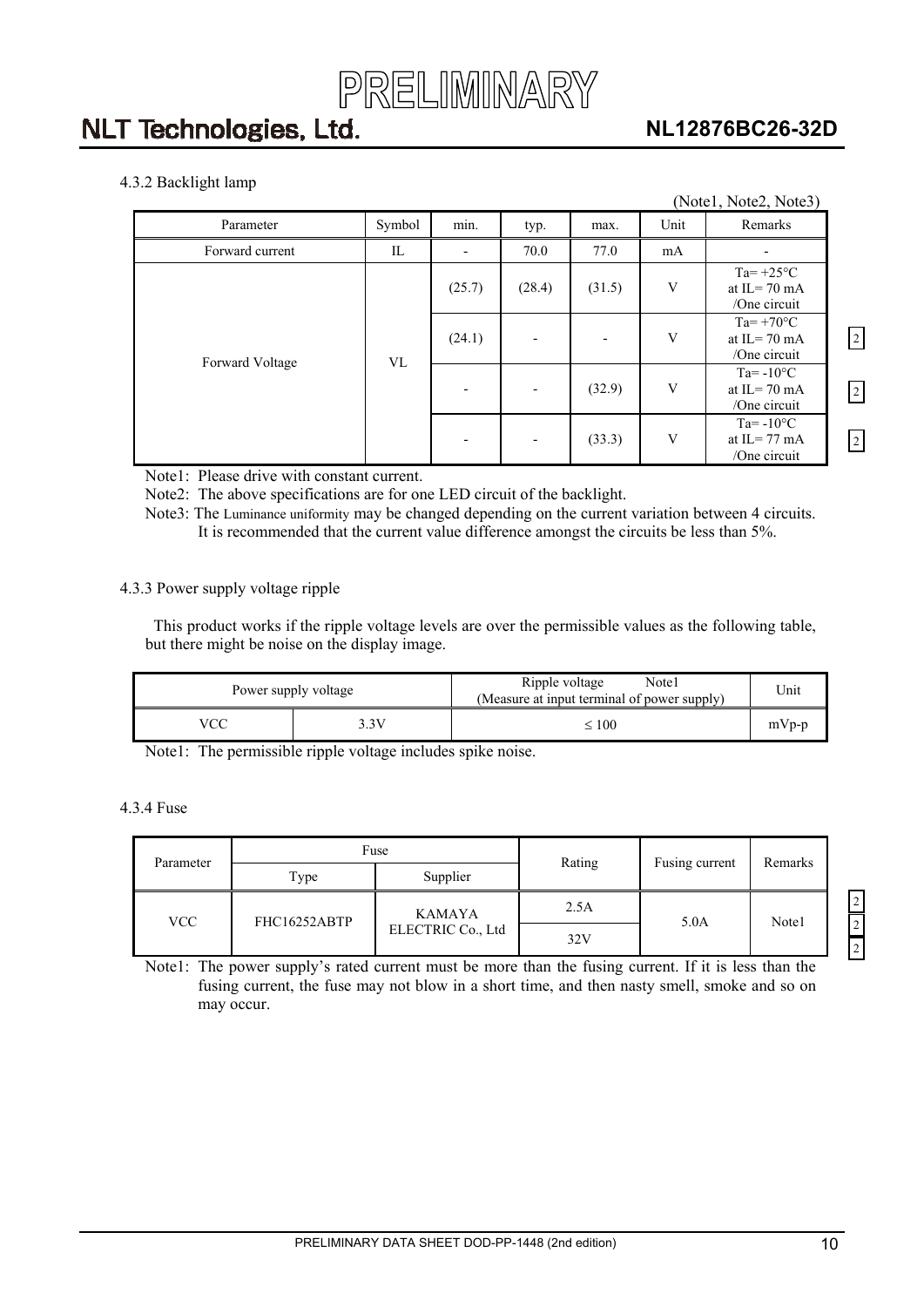#### 4.3.2 Backlight lamp

(Note1, Note2, Note3)

| Parameter | Symbol | min. | typ. | max. | Unit | Remarks |
| --- | --- | --- | --- | --- | --- | --- |
| Forward current | IL | - | 70.0 | 77.0 | mA | - |
| Forward Voltage | VL | (25.7) | (28.4) | (31.5) | V | Ta= +25°C at IL= 70 mA /One circuit |
| | | (24.1) | - | - | V | Ta= +70°C at IL= 70 mA /One circuit |
| | | - | - | (32.9) | V | Ta= -10°C at IL= 70 mA /One circuit |
| | | - | - | (33.3) | V | Ta= -10°C at IL= 77 mA /One circuit |

Note1: Please drive with constant current.

Note2: The above specifications are for one LED circuit of the backlight.

Note3: The Luminance uniformity may be changed depending on the current variation between 4 circuits. It is recommended that the current value difference amongst the circuits be less than 5%.

#### 4.3.3 Power supply voltage ripple

This product works if the ripple voltage levels are over the permissible values as the following table, but there might be noise on the display image.

| Power supply voltage | | Ripple voltage Note1 (Measure at input terminal of power supply) | Unit |
| --- | --- | --- | --- |
| VCC | 3.3V | ≤ 100 | mVp-p |

Note1: The permissible ripple voltage includes spike noise.

#### 4.3.4 Fuse

| Parameter | Fuse | | Rating | Fusing current | Remarks |
| --- | --- | --- | --- | --- | --- |
| | Type | Supplier | | | |
| VCC | FHC16252ABTP | KAMAYA ELECTRIC Co., Ltd | 2.5A | 5.0A | Note1 |
| | | | 32V | | |

Note1: The power supply's rated current must be more than the fusing current. If it is less than the fusing current, the fuse may not blow in a short time, and then nasty smell, smoke and so on may occur.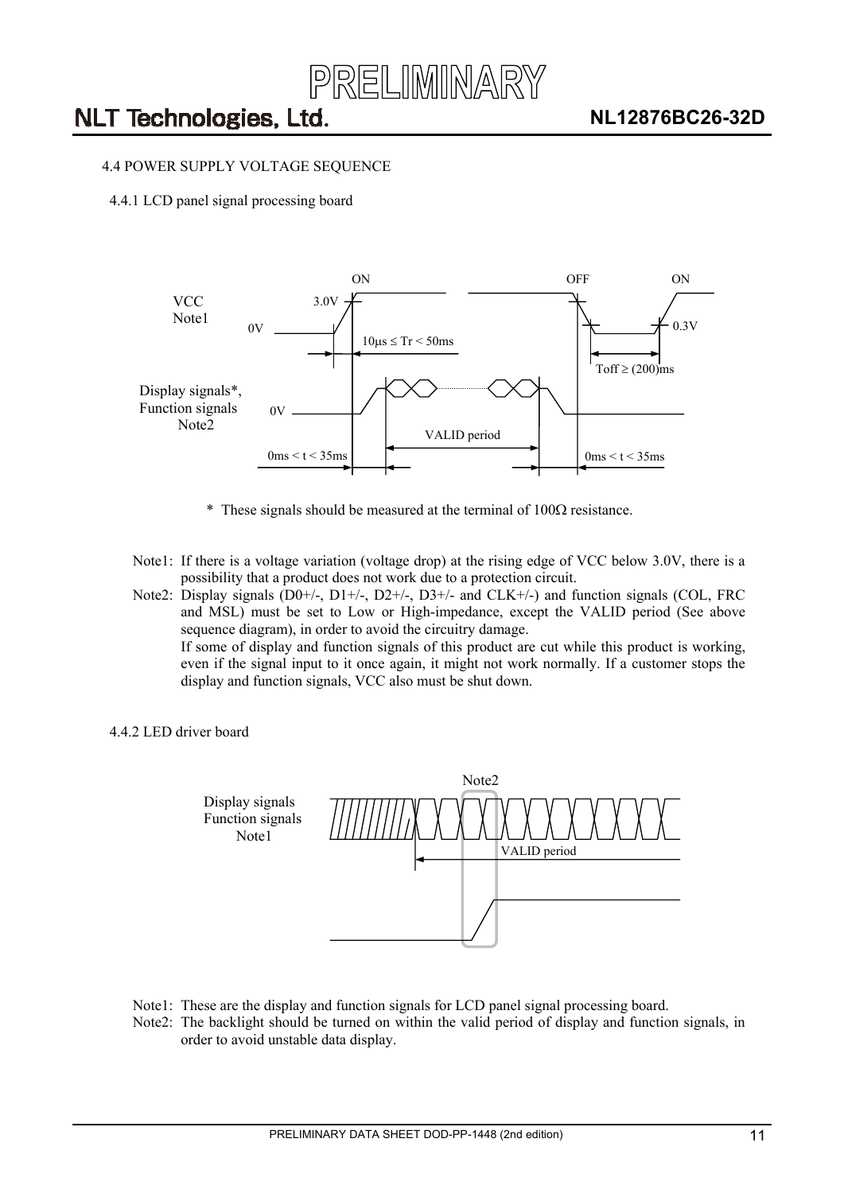## 4.4 POWER SUPPLY VOLTAGE SEQUENCE

### 4.4.1 LCD panel signal processing board

VCC Note1: 0V → 3.0V (ON), $10\mu s \leq Tr < 50ms$; OFF → 0.3V, $Toff \geq (200)ms$; ON

Display signals*, Function signals Note2: 0V; $0ms < t < 35ms$; VALID period; $0ms < t < 35ms$

\* These signals should be measured at the terminal of 100Ω resistance.

Note1: If there is a voltage variation (voltage drop) at the rising edge of VCC below 3.0V, there is a possibility that a product does not work due to a protection circuit.

Note2: Display signals (D0+/-, D1+/-, D2+/-, D3+/- and CLK+/-) and function signals (COL, FRC and MSL) must be set to Low or High-impedance, except the VALID period (See above sequence diagram), in order to avoid the circuitry damage.
If some of display and function signals of this product are cut while this product is working, even if the signal input to it once again, it might not work normally. If a customer stops the display and function signals, VCC also must be shut down.

### 4.4.2 LED driver board

Display signals Function signals Note1 — VALID period — Note2

Note1: These are the display and function signals for LCD panel signal processing board.

Note2: The backlight should be turned on within the valid period of display and function signals, in order to avoid unstable data display.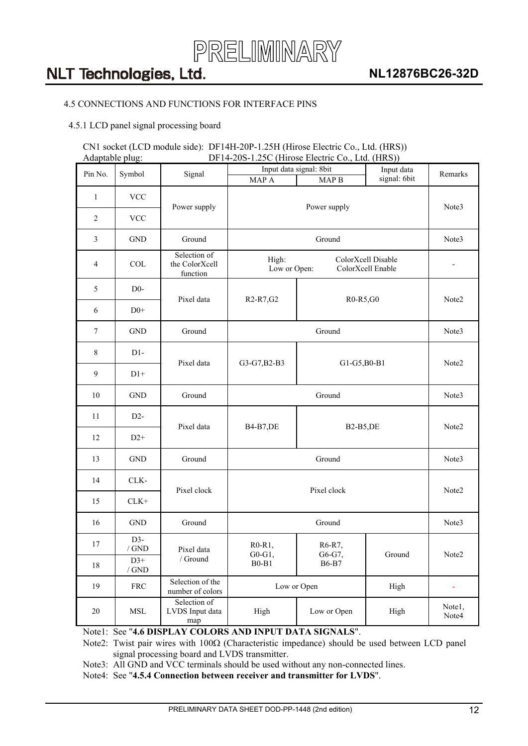### 4.5 CONNECTIONS AND FUNCTIONS FOR INTERFACE PINS

#### 4.5.1 LCD panel signal processing board

CN1 socket (LCD module side): DF14H-20P-1.25H (Hirose Electric Co., Ltd. (HRS))
Adaptable plug: DF14-20S-1.25C (Hirose Electric Co., Ltd. (HRS))

| Pin No. | Symbol | Signal | Input data signal: 8bit | | Input data signal: 6bit | Remarks |
|---|---|---|---|---|---|---|
| | | | MAP A | MAP B | | |
| 1 | VCC | Power supply | Power supply | | | Note3 |
| 2 | VCC | | | | | |
| 3 | GND | Ground | Ground | | | Note3 |
| 4 | COL | Selection of the ColorXcell function | High: ColorXcell Disable<br>Low or Open: ColorXcell Enable | | | - |
| 5 | D0- | Pixel data | R2-R7,G2 | R0-R5,G0 | | Note2 |
| 6 | D0+ | | | | | |
| 7 | GND | Ground | Ground | | | Note3 |
| 8 | D1- | Pixel data | G3-G7,B2-B3 | G1-G5,B0-B1 | | Note2 |
| 9 | D1+ | | | | | |
| 10 | GND | Ground | Ground | | | Note3 |
| 11 | D2- | Pixel data | B4-B7,DE | B2-B5,DE | | Note2 |
| 12 | D2+ | | | | | |
| 13 | GND | Ground | Ground | | | Note3 |
| 14 | CLK- | Pixel clock | Pixel clock | | | Note2 |
| 15 | CLK+ | | | | | |
| 16 | GND | Ground | Ground | | | Note3 |
| 17 | D3- / GND | Pixel data / Ground | R0-R1, G0-G1, B0-B1 | R6-R7, G6-G7, B6-B7 | Ground | Note2 |
| 18 | D3+ / GND | | | | | |
| 19 | FRC | Selection of the number of colors | Low or Open | | High | - |
| 20 | MSL | Selection of LVDS Input data map | High | Low or Open | High | Note1, Note4 |

Note1: See "**4.6 DISPLAY COLORS AND INPUT DATA SIGNALS**".
Note2: Twist pair wires with 100Ω (Characteristic impedance) should be used between LCD panel signal processing board and LVDS transmitter.
Note3: All GND and VCC terminals should be used without any non-connected lines.
Note4: See "**4.5.4 Connection between receiver and transmitter for LVDS**".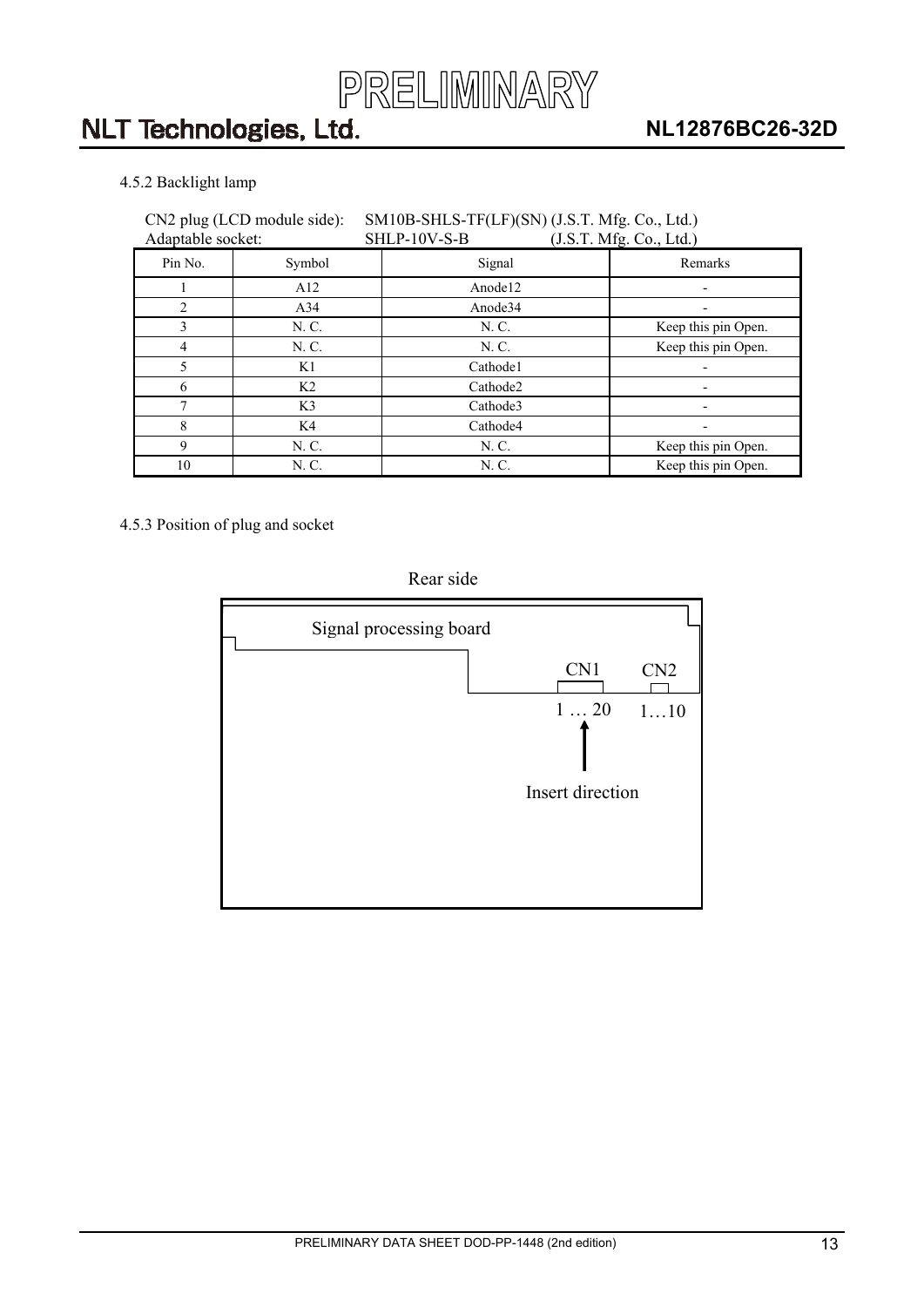#### 4.5.2 Backlight lamp

CN2 plug (LCD module side): SM10B-SHLS-TF(LF)(SN) (J.S.T. Mfg. Co., Ltd.)
Adaptable socket: SHLP-10V-S-B (J.S.T. Mfg. Co., Ltd.)

| Pin No. | Symbol | Signal | Remarks |
|---|---|---|---|
| 1 | A12 | Anode12 | - |
| 2 | A34 | Anode34 | - |
| 3 | N. C. | N. C. | Keep this pin Open. |
| 4 | N. C. | N. C. | Keep this pin Open. |
| 5 | K1 | Cathode1 | - |
| 6 | K2 | Cathode2 | - |
| 7 | K3 | Cathode3 | - |
| 8 | K4 | Cathode4 | - |
| 9 | N. C. | N. C. | Keep this pin Open. |
| 10 | N. C. | N. C. | Keep this pin Open. |

#### 4.5.3 Position of plug and socket

Rear side

Signal processing board

CN1 CN2

1 … 20 1…10

Insert direction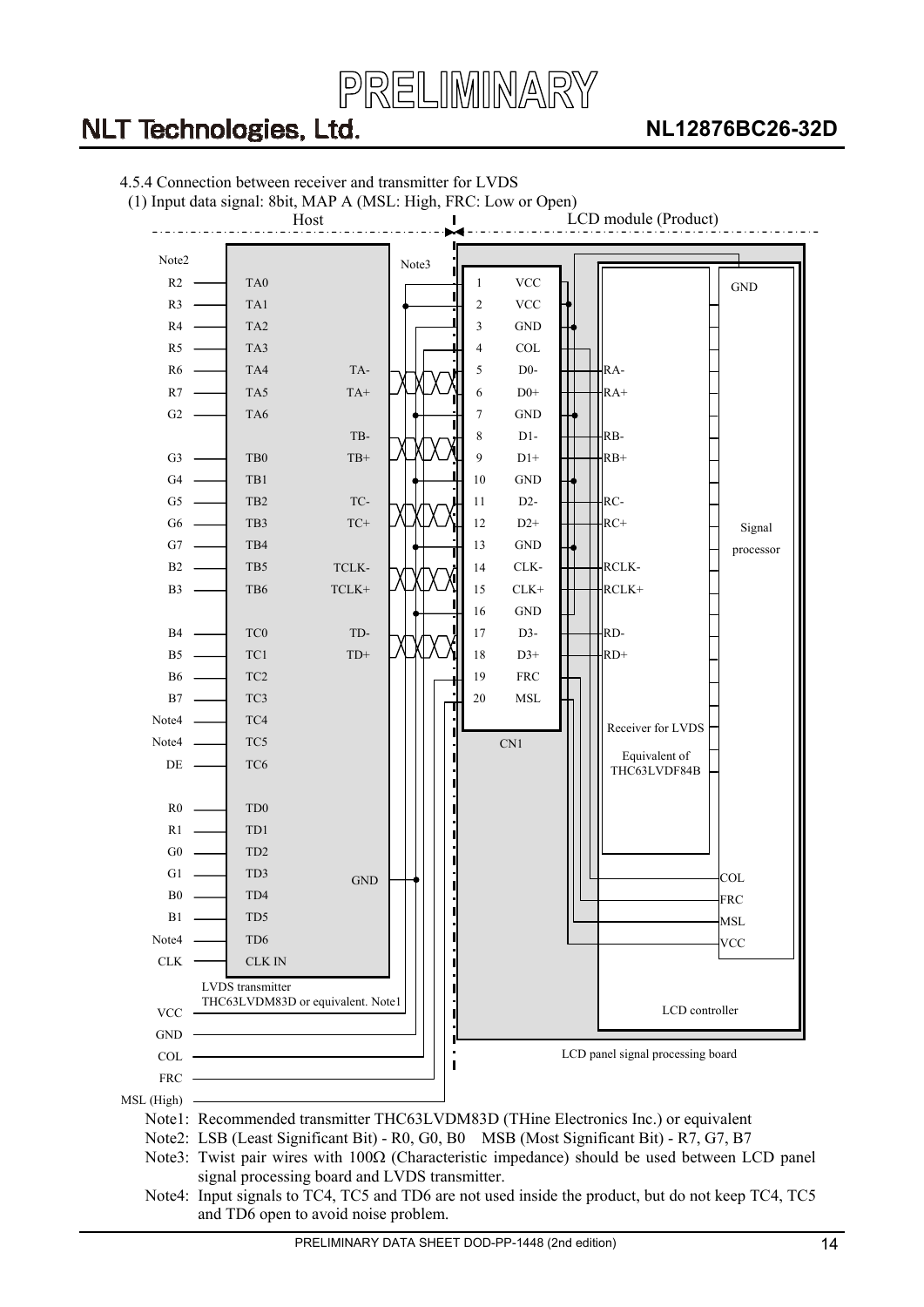### 4.5.4 Connection between receiver and transmitter for LVDS

(1) Input data signal: 8bit, MAP A (MSL: High, FRC: Low or Open)

Host | LCD module (Product)

| Note2 | LVDS transmitter input | LVDS transmitter output | CN1 Pin | CN1 Signal | Receiver |
|---|---|---|---|---|---|
| R2 | TA0 | | 1 | VCC | |
| R3 | TA1 | | 2 | VCC | |
| R4 | TA2 | | 3 | GND | |
| R5 | TA3 | | 4 | COL | |
| R6 | TA4 | TA- | 5 | D0- | RA- |
| R7 | TA5 | TA+ | 6 | D0+ | RA+ |
| G2 | TA6 | | 7 | GND | |
| | | TB- | 8 | D1- | RB- |
| G3 | TB0 | TB+ | 9 | D1+ | RB+ |
| G4 | TB1 | | 10 | GND | |
| G5 | TB2 | TC- | 11 | D2- | RC- |
| G6 | TB3 | TC+ | 12 | D2+ | RC+ |
| G7 | TB4 | | 13 | GND | |
| B2 | TB5 | TCLK- | 14 | CLK- | RCLK- |
| B3 | TB6 | TCLK+ | 15 | CLK+ | RCLK+ |
| | | | 16 | GND | |
| B4 | TC0 | TD- | 17 | D3- | RD- |
| B5 | TC1 | TD+ | 18 | D3+ | RD+ |
| B6 | TC2 | | 19 | FRC | |
| B7 | TC3 | | 20 | MSL | |
| Note4 | TC4 | | | | |
| Note4 | TC5 | | | | |
| DE | TC6 | | | | |
| R0 | TD0 | | | | |
| R1 | TD1 | | | | |
| G0 | TD2 | | | | |
| G1 | TD3 | GND | | | |
| B0 | TD4 | | | | |
| B1 | TD5 | | | | |
| Note4 | TD6 | | | | |
| CLK | CLK IN | | | | |

LVDS transmitter THC63LVDM83D or equivalent. Note1

Host lines: VCC, GND, COL, FRC, MSL (High)

Note3 (twist pair between transmitter and CN1)

LCD panel signal processing board: CN1; Receiver for LVDS Equivalent of THC63LVDF84B; Signal processor (GND, COL, FRC, MSL, VCC); LCD controller

Note1: Recommended transmitter THC63LVDM83D (THine Electronics Inc.) or equivalent

Note2: LSB (Least Significant Bit) - R0, G0, B0  MSB (Most Significant Bit) - R7, G7, B7

Note3: Twist pair wires with 100Ω (Characteristic impedance) should be used between LCD panel signal processing board and LVDS transmitter.

Note4: Input signals to TC4, TC5 and TD6 are not used inside the product, but do not keep TC4, TC5 and TD6 open to avoid noise problem.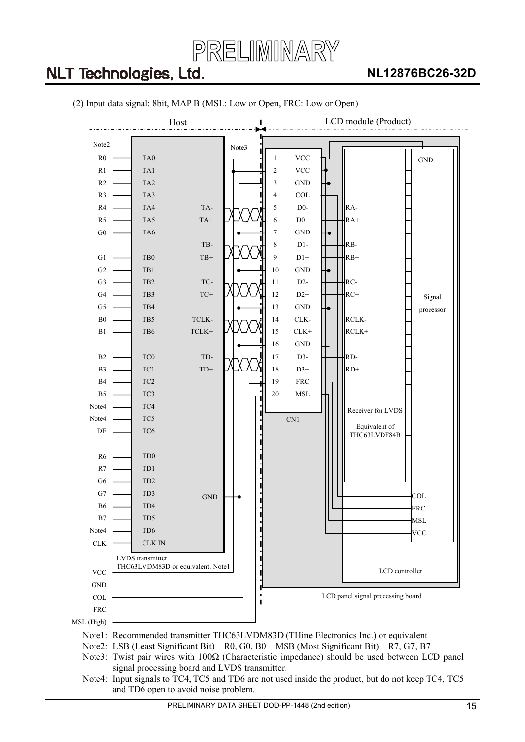PRELIMINARY

(2) Input data signal: 8bit, MAP B (MSL: Low or Open, FRC: Low or Open)

Host | LCD module (Product)

| Note2 | LVDS transmitter | Output | CN1 pin | CN1 signal | Receiver |
|---|---|---|---|---|---|
| R0 | TA0 | | 1 | VCC | |
| R1 | TA1 | | 2 | VCC | |
| R2 | TA2 | | 3 | GND | |
| R3 | TA3 | | 4 | COL | |
| R4 | TA4 | TA- | 5 | D0- | RA- |
| R5 | TA5 | TA+ | 6 | D0+ | RA+ |
| G0 | TA6 | | 7 | GND | |
| | | TB- | 8 | D1- | RB- |
| G1 | TB0 | TB+ | 9 | D1+ | RB+ |
| G2 | TB1 | | 10 | GND | |
| G3 | TB2 | TC- | 11 | D2- | RC- |
| G4 | TB3 | TC+ | 12 | D2+ | RC+ |
| G5 | TB4 | | 13 | GND | |
| B0 | TB5 | TCLK- | 14 | CLK- | RCLK- |
| B1 | TB6 | TCLK+ | 15 | CLK+ | RCLK+ |
| | | | 16 | GND | |
| B2 | TC0 | TD- | 17 | D3- | RD- |
| B3 | TC1 | TD+ | 18 | D3+ | RD+ |
| B4 | TC2 | | 19 | FRC | |
| B5 | TC3 | | 20 | MSL | |
| Note4 | TC4 | | | | |
| Note4 | TC5 | | | | |
| DE | TC6 | | | | |
| R6 | TD0 | | | | |
| R7 | TD1 | | | | |
| G6 | TD2 | | | | |
| G7 | TD3 | GND | | | |
| B6 | TD4 | | | | |
| B7 | TD5 | | | | |
| Note4 | TD6 | | | | |
| CLK | CLK IN | | | | |

LVDS transmitter
THC63LVDM83D or equivalent. Note1

VCC, GND, COL, FRC, MSL (High)

Note3 (twisted pair between Host and CN1)

Receiver for LVDS, Equivalent of THC63LVDF84B

Signal processor (GND, COL, FRC, MSL, VCC)

LCD controller

LCD panel signal processing board

Note1: Recommended transmitter THC63LVDM83D (THine Electronics Inc.) or equivalent

Note2: LSB (Least Significant Bit) – R0, G0, B0 MSB (Most Significant Bit) – R7, G7, B7

Note3: Twist pair wires with 100Ω (Characteristic impedance) should be used between LCD panel signal processing board and LVDS transmitter.

Note4: Input signals to TC4, TC5 and TD6 are not used inside the product, but do not keep TC4, TC5 and TD6 open to avoid noise problem.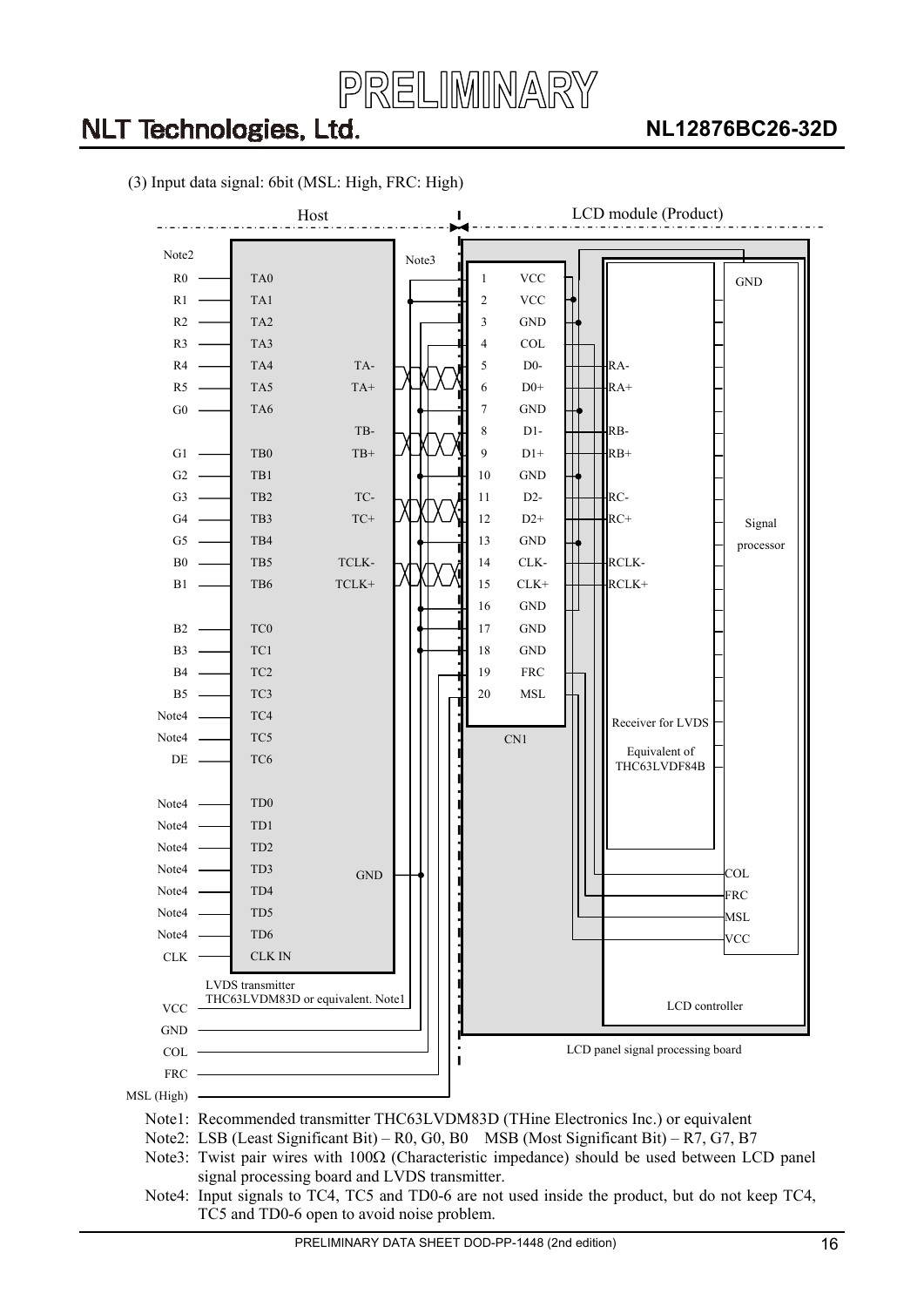(3) Input data signal: 6bit (MSL: High, FRC: High)

Host | LCD module (Product)

| Note2 | LVDS transmitter | | CN1 pin | CN1 signal | Receiver |
|---|---|---|---|---|---|
| R0 | TA0 | | 1 | VCC | |
| R1 | TA1 | | 2 | VCC | |
| R2 | TA2 | | 3 | GND | |
| R3 | TA3 | | 4 | COL | |
| R4 | TA4 | TA- | 5 | D0- | RA- |
| R5 | TA5 | TA+ | 6 | D0+ | RA+ |
| G0 | TA6 | | 7 | GND | |
| | | TB- | 8 | D1- | RB- |
| G1 | TB0 | TB+ | 9 | D1+ | RB+ |
| G2 | TB1 | | 10 | GND | |
| G3 | TB2 | TC- | 11 | D2- | RC- |
| G4 | TB3 | TC+ | 12 | D2+ | RC+ |
| G5 | TB4 | | 13 | GND | |
| B0 | TB5 | TCLK- | 14 | CLK- | RCLK- |
| B1 | TB6 | TCLK+ | 15 | CLK+ | RCLK+ |
| | | | 16 | GND | |
| B2 | TC0 | | 17 | GND | |
| B3 | TC1 | | 18 | GND | |
| B4 | TC2 | | 19 | FRC | |
| B5 | TC3 | | 20 | MSL | |
| Note4 | TC4 | | | | |
| Note4 | TC5 | | | | |
| DE | TC6 | | | | |
| Note4 | TD0 | | | | |
| Note4 | TD1 | | | | |
| Note4 | TD2 | | | | |
| Note4 | TD3 | GND | | | |
| Note4 | TD4 | | | | |
| Note4 | TD5 | | | | |
| Note4 | TD6 | | | | |
| CLK | CLK IN | | | | |

LVDS transmitter THC63LVDM83D or equivalent. Note1

VCC, GND, COL, FRC, MSL (High)

Note3

Receiver for LVDS Equivalent of THC63LVDF84B

Signal processor (GND, COL, FRC, MSL, VCC)

LCD controller

LCD panel signal processing board

Note1: Recommended transmitter THC63LVDM83D (THine Electronics Inc.) or equivalent

Note2: LSB (Least Significant Bit) – R0, G0, B0 MSB (Most Significant Bit) – R7, G7, B7

Note3: Twist pair wires with 100Ω (Characteristic impedance) should be used between LCD panel signal processing board and LVDS transmitter.

Note4: Input signals to TC4, TC5 and TD0-6 are not used inside the product, but do not keep TC4, TC5 and TD0-6 open to avoid noise problem.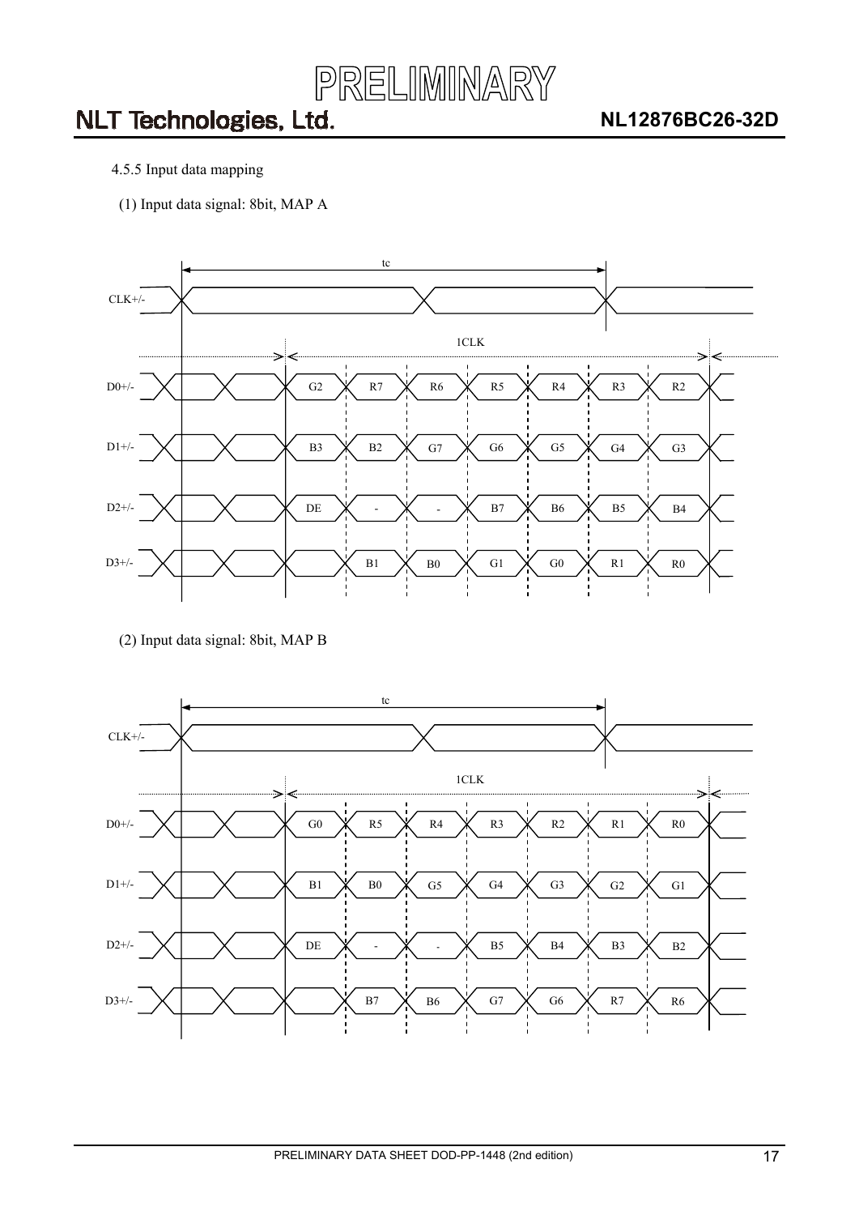4.5.5 Input data mapping

(1) Input data signal: 8bit, MAP A

tc

CLK+/-

1CLK

| Signal | | | | | | | |
|---|---|---|---|---|---|---|---|
| D0+/- | G2 | R7 | R6 | R5 | R4 | R3 | R2 |
| D1+/- | B3 | B2 | G7 | G6 | G5 | G4 | G3 |
| D2+/- | DE | - | - | B7 | B6 | B5 | B4 |
| D3+/- | | B1 | B0 | G1 | G0 | R1 | R0 |

(2) Input data signal: 8bit, MAP B

tc

CLK+/-

1CLK

| Signal | | | | | | | |
|---|---|---|---|---|---|---|---|
| D0+/- | G0 | R5 | R4 | R3 | R2 | R1 | R0 |
| D1+/- | B1 | B0 | G5 | G4 | G3 | G2 | G1 |
| D2+/- | DE | - | - | B5 | B4 | B3 | B2 |
| D3+/- | | B7 | B6 | G7 | G6 | R7 | R6 |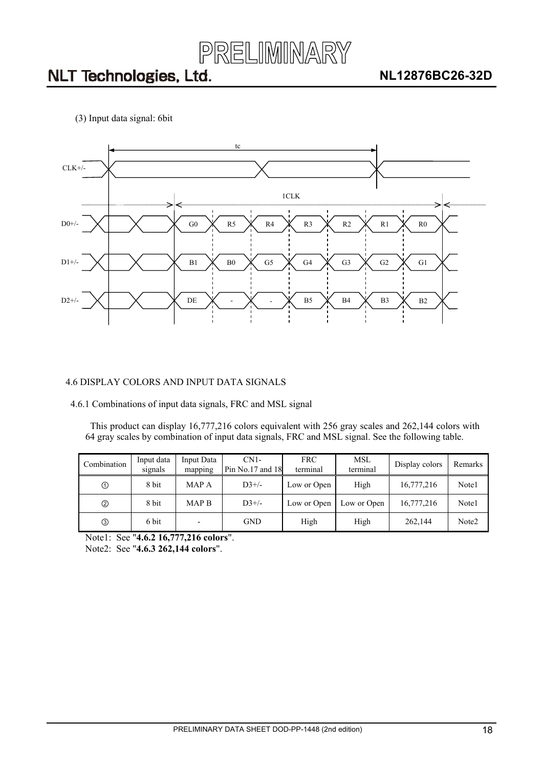(3) Input data signal: 6bit

| | | | | | | | |
|---|---|---|---|---|---|---|---|
| D0+/- | G0 | R5 | R4 | R3 | R2 | R1 | R0 |
| D1+/- | B1 | B0 | G5 | G4 | G3 | G2 | G1 |
| D2+/- | DE | - | - | B5 | B4 | B3 | B2 |

### 4.6 DISPLAY COLORS AND INPUT DATA SIGNALS

#### 4.6.1 Combinations of input data signals, FRC and MSL signal

This product can display 16,777,216 colors equivalent with 256 gray scales and 262,144 colors with 64 gray scales by combination of input data signals, FRC and MSL signal. See the following table.

| Combination | Input data signals | Input Data mapping | CN1- Pin No.17 and 18 | FRC terminal | MSL terminal | Display colors | Remarks |
|---|---|---|---|---|---|---|---|
| ① | 8 bit | MAP A | D3+/- | Low or Open | High | 16,777,216 | Note1 |
| ② | 8 bit | MAP B | D3+/- | Low or Open | Low or Open | 16,777,216 | Note1 |
| ③ | 6 bit | - | GND | High | High | 262,144 | Note2 |

Note1: See "**4.6.2 16,777,216 colors**".

Note2: See "**4.6.3 262,144 colors**".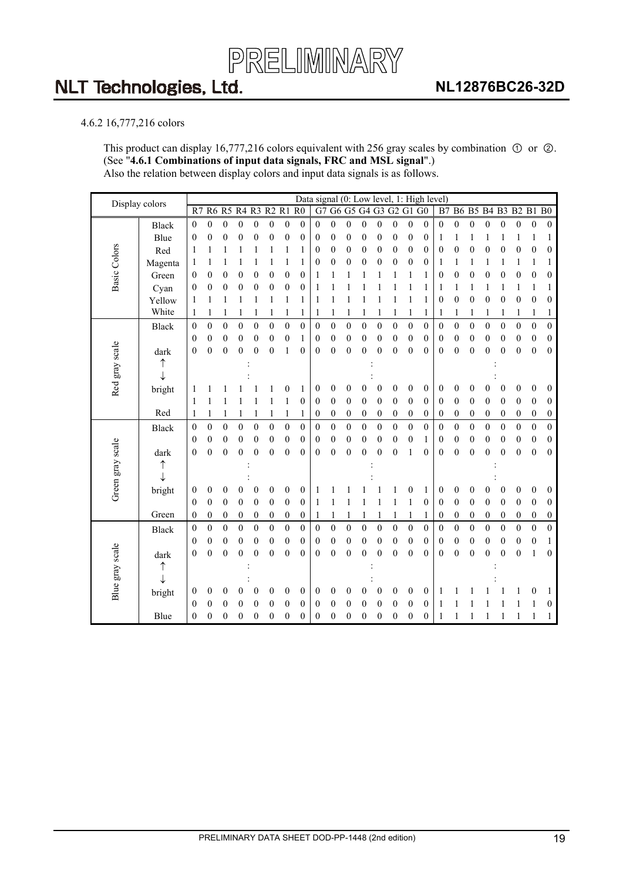#### 4.6.2 16,777,216 colors

This product can display 16,777,216 colors equivalent with 256 gray scales by combination ① or ②. (See "**4.6.1 Combinations of input data signals, FRC and MSL signal**".)
Also the relation between display colors and input data signals is as follows.

| Display colors | | R7 | R6 | R5 | R4 | R3 | R2 | R1 | R0 | G7 | G6 | G5 | G4 | G3 | G2 | G1 | G0 | B7 | B6 | B5 | B4 | B3 | B2 | B1 | B0 |
|---|---|---|---|---|---|---|---|---|---|---|---|---|---|---|---|---|---|---|---|---|---|---|---|---|---|
| | | Data signal (0: Low level, 1: High level) | | | | | | | | | | | | | | | | | | | | | | | |
| Basic Colors | Black | 0 | 0 | 0 | 0 | 0 | 0 | 0 | 0 | 0 | 0 | 0 | 0 | 0 | 0 | 0 | 0 | 0 | 0 | 0 | 0 | 0 | 0 | 0 | 0 |
| | Blue | 0 | 0 | 0 | 0 | 0 | 0 | 0 | 0 | 0 | 0 | 0 | 0 | 0 | 0 | 0 | 0 | 1 | 1 | 1 | 1 | 1 | 1 | 1 | 1 |
| | Red | 1 | 1 | 1 | 1 | 1 | 1 | 1 | 1 | 0 | 0 | 0 | 0 | 0 | 0 | 0 | 0 | 0 | 0 | 0 | 0 | 0 | 0 | 0 | 0 |
| | Magenta | 1 | 1 | 1 | 1 | 1 | 1 | 1 | 1 | 0 | 0 | 0 | 0 | 0 | 0 | 0 | 0 | 1 | 1 | 1 | 1 | 1 | 1 | 1 | 1 |
| | Green | 0 | 0 | 0 | 0 | 0 | 0 | 0 | 0 | 1 | 1 | 1 | 1 | 1 | 1 | 1 | 1 | 0 | 0 | 0 | 0 | 0 | 0 | 0 | 0 |
| | Cyan | 0 | 0 | 0 | 0 | 0 | 0 | 0 | 0 | 1 | 1 | 1 | 1 | 1 | 1 | 1 | 1 | 1 | 1 | 1 | 1 | 1 | 1 | 1 | 1 |
| | Yellow | 1 | 1 | 1 | 1 | 1 | 1 | 1 | 1 | 1 | 1 | 1 | 1 | 1 | 1 | 1 | 1 | 0 | 0 | 0 | 0 | 0 | 0 | 0 | 0 |
| | White | 1 | 1 | 1 | 1 | 1 | 1 | 1 | 1 | 1 | 1 | 1 | 1 | 1 | 1 | 1 | 1 | 1 | 1 | 1 | 1 | 1 | 1 | 1 | 1 |
| Red gray scale | Black | 0 | 0 | 0 | 0 | 0 | 0 | 0 | 0 | 0 | 0 | 0 | 0 | 0 | 0 | 0 | 0 | 0 | 0 | 0 | 0 | 0 | 0 | 0 | 0 |
| | | 0 | 0 | 0 | 0 | 0 | 0 | 0 | 1 | 0 | 0 | 0 | 0 | 0 | 0 | 0 | 0 | 0 | 0 | 0 | 0 | 0 | 0 | 0 | 0 |
| | dark | 0 | 0 | 0 | 0 | 0 | 0 | 1 | 0 | 0 | 0 | 0 | 0 | 0 | 0 | 0 | 0 | 0 | 0 | 0 | 0 | 0 | 0 | 0 | 0 |
| | ↑ | | | | : | | | | | | | | : | | | | | | | | : | | | | |
| | ↓ | | | | : | | | | | | | | : | | | | | | | | : | | | | |
| | bright | 1 | 1 | 1 | 1 | 1 | 1 | 0 | 1 | 0 | 0 | 0 | 0 | 0 | 0 | 0 | 0 | 0 | 0 | 0 | 0 | 0 | 0 | 0 | 0 |
| | | 1 | 1 | 1 | 1 | 1 | 1 | 1 | 0 | 0 | 0 | 0 | 0 | 0 | 0 | 0 | 0 | 0 | 0 | 0 | 0 | 0 | 0 | 0 | 0 |
| | Red | 1 | 1 | 1 | 1 | 1 | 1 | 1 | 1 | 0 | 0 | 0 | 0 | 0 | 0 | 0 | 0 | 0 | 0 | 0 | 0 | 0 | 0 | 0 | 0 |
| Green gray scale | Black | 0 | 0 | 0 | 0 | 0 | 0 | 0 | 0 | 0 | 0 | 0 | 0 | 0 | 0 | 0 | 0 | 0 | 0 | 0 | 0 | 0 | 0 | 0 | 0 |
| | | 0 | 0 | 0 | 0 | 0 | 0 | 0 | 0 | 0 | 0 | 0 | 0 | 0 | 0 | 0 | 1 | 0 | 0 | 0 | 0 | 0 | 0 | 0 | 0 |
| | dark | 0 | 0 | 0 | 0 | 0 | 0 | 0 | 0 | 0 | 0 | 0 | 0 | 0 | 0 | 1 | 0 | 0 | 0 | 0 | 0 | 0 | 0 | 0 | 0 |
| | ↑ | | | | : | | | | | | | | : | | | | | | | | : | | | | |
| | ↓ | | | | : | | | | | | | | : | | | | | | | | : | | | | |
| | bright | 0 | 0 | 0 | 0 | 0 | 0 | 0 | 0 | 1 | 1 | 1 | 1 | 1 | 1 | 0 | 1 | 0 | 0 | 0 | 0 | 0 | 0 | 0 | 0 |
| | | 0 | 0 | 0 | 0 | 0 | 0 | 0 | 0 | 1 | 1 | 1 | 1 | 1 | 1 | 1 | 0 | 0 | 0 | 0 | 0 | 0 | 0 | 0 | 0 |
| | Green | 0 | 0 | 0 | 0 | 0 | 0 | 0 | 0 | 1 | 1 | 1 | 1 | 1 | 1 | 1 | 1 | 0 | 0 | 0 | 0 | 0 | 0 | 0 | 0 |
| Blue gray scale | Black | 0 | 0 | 0 | 0 | 0 | 0 | 0 | 0 | 0 | 0 | 0 | 0 | 0 | 0 | 0 | 0 | 0 | 0 | 0 | 0 | 0 | 0 | 0 | 0 |
| | | 0 | 0 | 0 | 0 | 0 | 0 | 0 | 0 | 0 | 0 | 0 | 0 | 0 | 0 | 0 | 0 | 0 | 0 | 0 | 0 | 0 | 0 | 0 | 1 |
| | dark | 0 | 0 | 0 | 0 | 0 | 0 | 0 | 0 | 0 | 0 | 0 | 0 | 0 | 0 | 0 | 0 | 0 | 0 | 0 | 0 | 0 | 0 | 1 | 0 |
| | ↑ | | | | : | | | | | | | | : | | | | | | | | : | | | | |
| | ↓ | | | | : | | | | | | | | : | | | | | | | | : | | | | |
| | bright | 0 | 0 | 0 | 0 | 0 | 0 | 0 | 0 | 0 | 0 | 0 | 0 | 0 | 0 | 0 | 0 | 1 | 1 | 1 | 1 | 1 | 1 | 0 | 1 |
| | | 0 | 0 | 0 | 0 | 0 | 0 | 0 | 0 | 0 | 0 | 0 | 0 | 0 | 0 | 0 | 0 | 1 | 1 | 1 | 1 | 1 | 1 | 1 | 0 |
| | Blue | 0 | 0 | 0 | 0 | 0 | 0 | 0 | 0 | 0 | 0 | 0 | 0 | 0 | 0 | 0 | 0 | 1 | 1 | 1 | 1 | 1 | 1 | 1 | 1 |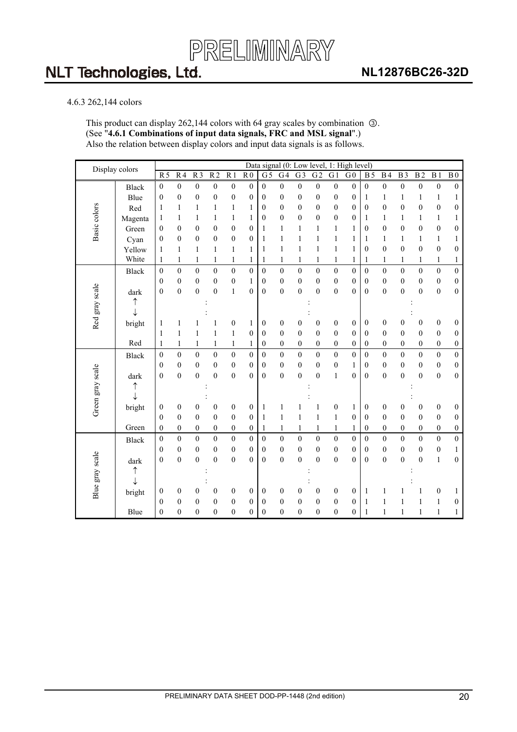4.6.3 262,144 colors

This product can display 262,144 colors with 64 gray scales by combination ③.
(See "**4.6.1 Combinations of input data signals, FRC and MSL signal**".)
Also the relation between display colors and input data signals is as follows.

| Display colors | | Data signal (0: Low level, 1: High level) | | | | | | | | | | | | | | | | | |
|---|---|---|---|---|---|---|---|---|---|---|---|---|---|---|---|---|---|---|---|
| | | R5 | R4 | R3 | R2 | R1 | R0 | G5 | G4 | G3 | G2 | G1 | G0 | B5 | B4 | B3 | B2 | B1 | B0 |
| Basic colors | Black | 0 | 0 | 0 | 0 | 0 | 0 | 0 | 0 | 0 | 0 | 0 | 0 | 0 | 0 | 0 | 0 | 0 | 0 |
| | Blue | 0 | 0 | 0 | 0 | 0 | 0 | 0 | 0 | 0 | 0 | 0 | 0 | 1 | 1 | 1 | 1 | 1 | 1 |
| | Red | 1 | 1 | 1 | 1 | 1 | 1 | 0 | 0 | 0 | 0 | 0 | 0 | 0 | 0 | 0 | 0 | 0 | 0 |
| | Magenta | 1 | 1 | 1 | 1 | 1 | 1 | 0 | 0 | 0 | 0 | 0 | 0 | 1 | 1 | 1 | 1 | 1 | 1 |
| | Green | 0 | 0 | 0 | 0 | 0 | 0 | 1 | 1 | 1 | 1 | 1 | 1 | 0 | 0 | 0 | 0 | 0 | 0 |
| | Cyan | 0 | 0 | 0 | 0 | 0 | 0 | 1 | 1 | 1 | 1 | 1 | 1 | 1 | 1 | 1 | 1 | 1 | 1 |
| | Yellow | 1 | 1 | 1 | 1 | 1 | 1 | 1 | 1 | 1 | 1 | 1 | 1 | 0 | 0 | 0 | 0 | 0 | 0 |
| | White | 1 | 1 | 1 | 1 | 1 | 1 | 1 | 1 | 1 | 1 | 1 | 1 | 1 | 1 | 1 | 1 | 1 | 1 |
| Red gray scale | Black | 0 | 0 | 0 | 0 | 0 | 0 | 0 | 0 | 0 | 0 | 0 | 0 | 0 | 0 | 0 | 0 | 0 | 0 |
| | | 0 | 0 | 0 | 0 | 0 | 1 | 0 | 0 | 0 | 0 | 0 | 0 | 0 | 0 | 0 | 0 | 0 | 0 |
| | dark | 0 | 0 | 0 | 0 | 1 | 0 | 0 | 0 | 0 | 0 | 0 | 0 | 0 | 0 | 0 | 0 | 0 | 0 |
| | ↑ | | | : | | | | | | : | | | | | | : | | | |
| | ↓ | | | : | | | | | | : | | | | | | : | | | |
| | bright | 1 | 1 | 1 | 1 | 0 | 1 | 0 | 0 | 0 | 0 | 0 | 0 | 0 | 0 | 0 | 0 | 0 | 0 |
| | | 1 | 1 | 1 | 1 | 1 | 0 | 0 | 0 | 0 | 0 | 0 | 0 | 0 | 0 | 0 | 0 | 0 | 0 |
| | Red | 1 | 1 | 1 | 1 | 1 | 1 | 0 | 0 | 0 | 0 | 0 | 0 | 0 | 0 | 0 | 0 | 0 | 0 |
| Green gray scale | Black | 0 | 0 | 0 | 0 | 0 | 0 | 0 | 0 | 0 | 0 | 0 | 0 | 0 | 0 | 0 | 0 | 0 | 0 |
| | | 0 | 0 | 0 | 0 | 0 | 0 | 0 | 0 | 0 | 0 | 0 | 1 | 0 | 0 | 0 | 0 | 0 | 0 |
| | dark | 0 | 0 | 0 | 0 | 0 | 0 | 0 | 0 | 0 | 0 | 1 | 0 | 0 | 0 | 0 | 0 | 0 | 0 |
| | ↑ | | | : | | | | | | : | | | | | | : | | | |
| | ↓ | | | : | | | | | | : | | | | | | : | | | |
| | bright | 0 | 0 | 0 | 0 | 0 | 0 | 1 | 1 | 1 | 1 | 0 | 1 | 0 | 0 | 0 | 0 | 0 | 0 |
| | | 0 | 0 | 0 | 0 | 0 | 0 | 1 | 1 | 1 | 1 | 1 | 0 | 0 | 0 | 0 | 0 | 0 | 0 |
| | Green | 0 | 0 | 0 | 0 | 0 | 0 | 1 | 1 | 1 | 1 | 1 | 1 | 0 | 0 | 0 | 0 | 0 | 0 |
| Blue gray scale | Black | 0 | 0 | 0 | 0 | 0 | 0 | 0 | 0 | 0 | 0 | 0 | 0 | 0 | 0 | 0 | 0 | 0 | 0 |
| | | 0 | 0 | 0 | 0 | 0 | 0 | 0 | 0 | 0 | 0 | 0 | 0 | 0 | 0 | 0 | 0 | 0 | 1 |
| | dark | 0 | 0 | 0 | 0 | 0 | 0 | 0 | 0 | 0 | 0 | 0 | 0 | 0 | 0 | 0 | 0 | 1 | 0 |
| | ↑ | | | : | | | | | | : | | | | | | : | | | |
| | ↓ | | | : | | | | | | : | | | | | | : | | | |
| | bright | 0 | 0 | 0 | 0 | 0 | 0 | 0 | 0 | 0 | 0 | 0 | 0 | 1 | 1 | 1 | 1 | 0 | 1 |
| | | 0 | 0 | 0 | 0 | 0 | 0 | 0 | 0 | 0 | 0 | 0 | 0 | 1 | 1 | 1 | 1 | 1 | 0 |
| | Blue | 0 | 0 | 0 | 0 | 0 | 0 | 0 | 0 | 0 | 0 | 0 | 0 | 1 | 1 | 1 | 1 | 1 | 1 |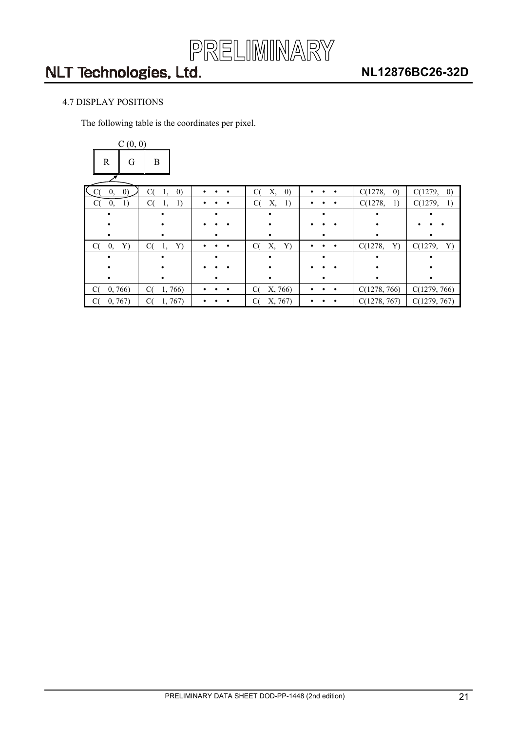### 4.7 DISPLAY POSITIONS

The following table is the coordinates per pixel.

C (0, 0)

| R | G | B |
|---|---|---|

| C( 0, 0) | C( 1, 0) | • • • | C( X, 0) | • • • | C(1278, 0) | C(1279, 0) |
|---|---|---|---|---|---|---|
| C( 0, 1) | C( 1, 1) | • • • | C( X, 1) | • • • | C(1278, 1) | C(1279, 1) |
| • | • | • • • | • | • • • | • | • • • |
| C( 0, Y) | C( 1, Y) | • • • | C( X, Y) | • • • | C(1278, Y) | C(1279, Y) |
| • | • | • • • | • | • • • | • | • |
| C( 0, 766) | C( 1, 766) | • • • | C( X, 766) | • • • | C(1278, 766) | C(1279, 766) |
| C( 0, 767) | C( 1, 767) | • • • | C( X, 767) | • • • | C(1278, 767) | C(1279, 767) |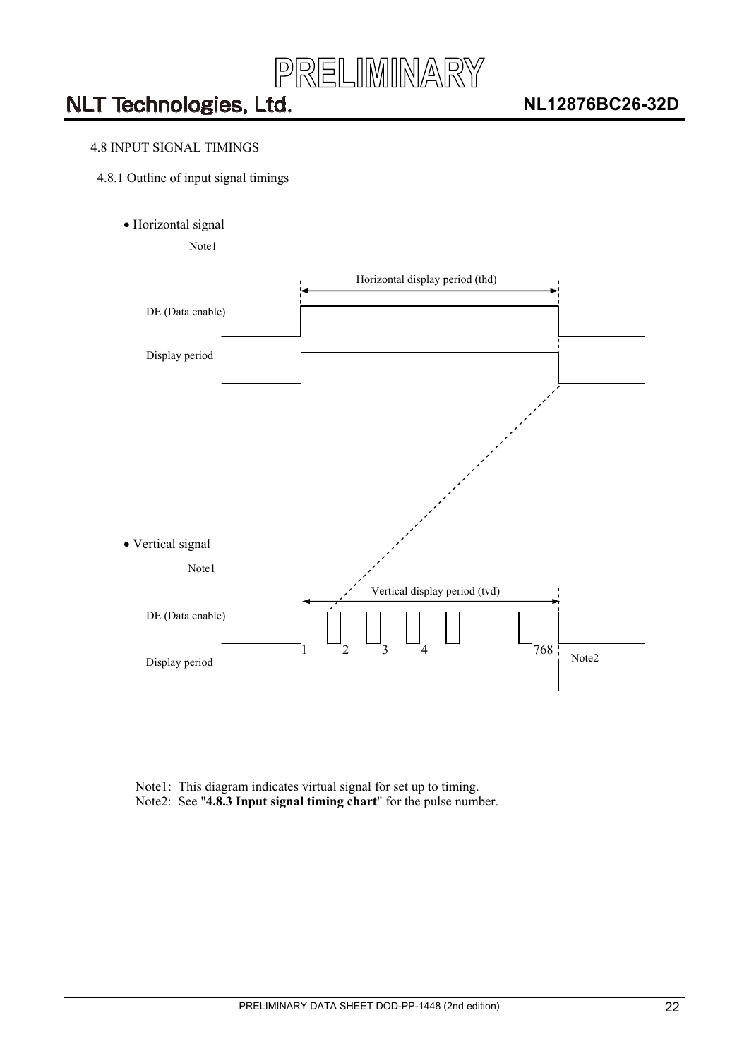### 4.8 INPUT SIGNAL TIMINGS

#### 4.8.1 Outline of input signal timings

- Horizontal signal

Note1

Horizontal display period (thd)

DE (Data enable)

Display period

- Vertical signal

Note1

Vertical display period (tvd)

DE (Data enable)

1 2 3 4 768

Display period

Note2

Note1: This diagram indicates virtual signal for set up to timing.
Note2: See "**4.8.3 Input signal timing chart**" for the pulse number.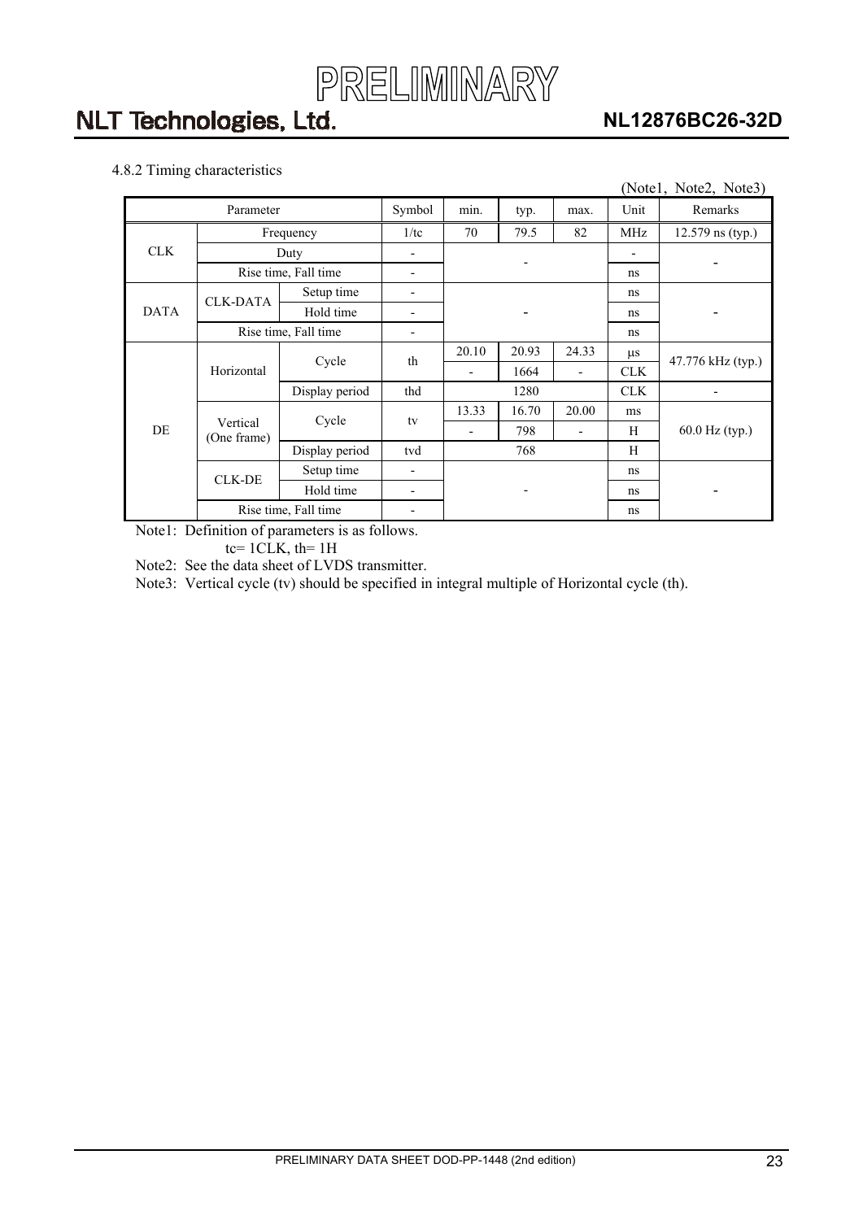4.8.2 Timing characteristics

(Note1, Note2, Note3)

| Parameter | | | Symbol | min. | typ. | max. | Unit | Remarks |
|---|---|---|---|---|---|---|---|---|
| CLK | Frequency | | 1/tc | 70 | 79.5 | 82 | MHz | 12.579 ns (typ.) |
| | Duty | | - | - | | | - | - |
| | Rise time, Fall time | | - | | | | ns | |
| DATA | CLK-DATA | Setup time | - | - | | | ns | - |
| | | Hold time | - | | | | ns | |
| | Rise time, Fall time | | - | | | | ns | |
| DE | Horizontal | Cycle | th | 20.10 | 20.93 | 24.33 | μs | 47.776 kHz (typ.) |
| | | | | - | 1664 | - | CLK | |
| | | Display period | thd | | 1280 | | CLK | - |
| | Vertical (One frame) | Cycle | tv | 13.33 | 16.70 | 20.00 | ms | 60.0 Hz (typ.) |
| | | | | - | 798 | - | H | |
| | | Display period | tvd | | 768 | | H | |
| | CLK-DE | Setup time | - | - | | | ns | - |
| | | Hold time | - | | | | ns | |
| | Rise time, Fall time | | - | | | | ns | |

Note1: Definition of parameters is as follows.
tc= 1CLK, th= 1H

Note2: See the data sheet of LVDS transmitter.

Note3: Vertical cycle (tv) should be specified in integral multiple of Horizontal cycle (th).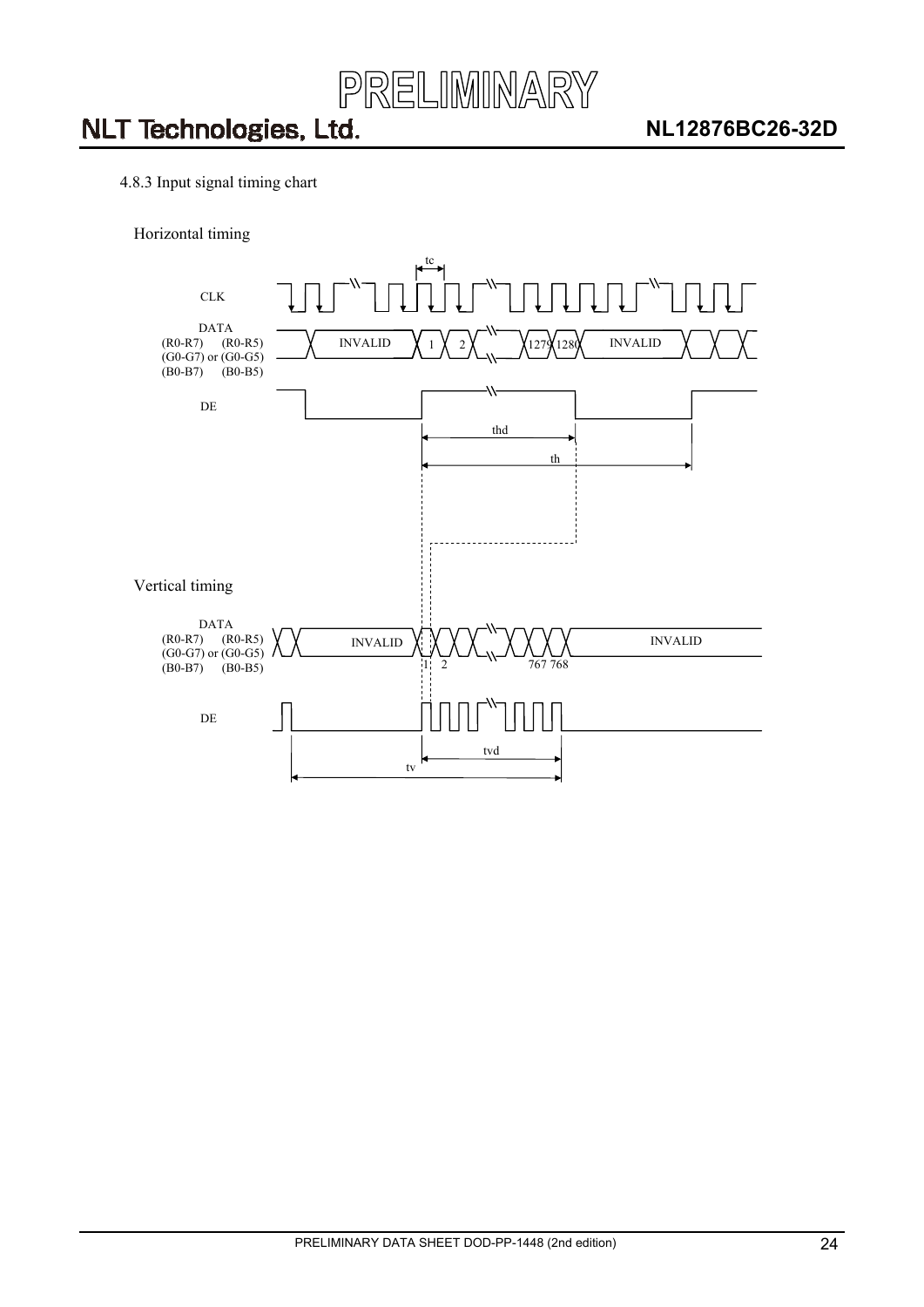4.8.3 Input signal timing chart

Horizontal timing

CLK

DATA
(R0-R7) (R0-R5)
(G0-G7) or (G0-G5)
(B0-B7) (B0-B5)

INVALID 1 2 1279 1280 INVALID

DE

tc

thd

th

Vertical timing

DATA
(R0-R7) (R0-R5)
(G0-G7) or (G0-G5)
(B0-B7) (B0-B5)

INVALID 1 2 767 768 INVALID

DE

tvd

tv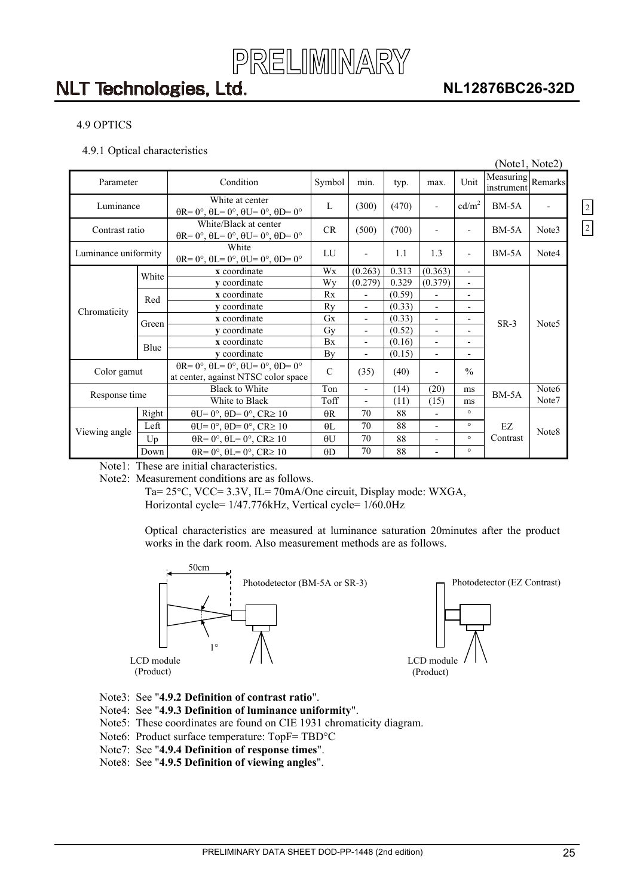PRELIMINARY

### 4.9 OPTICS

#### 4.9.1 Optical characteristics

(Note1, Note2)

| Parameter | | Condition | Symbol | min. | typ. | max. | Unit | Measuring instrument | Remarks |
|---|---|---|---|---|---|---|---|---|---|
| Luminance | | White at center $\theta R= 0°, \theta L= 0°, \theta U= 0°, \theta D= 0°$ | L | (300) | (470) | - | $cd/m^2$ | BM-5A | - |
| Contrast ratio | | White/Black at center $\theta R= 0°, \theta L= 0°, \theta U= 0°, \theta D= 0°$ | CR | (500) | (700) | - | - | BM-5A | Note3 |
| Luminance uniformity | | White $\theta R= 0°, \theta L= 0°, \theta U= 0°, \theta D= 0°$ | LU | - | 1.1 | 1.3 | - | BM-5A | Note4 |
| Chromaticity | White | **x** coordinate | Wx | (0.263) | 0.313 | (0.363) | - | SR-3 | Note5 |
| | | **y** coordinate | Wy | (0.279) | 0.329 | (0.379) | - | | |
| | Red | **x** coordinate | Rx | - | (0.59) | - | - | | |
| | | **y** coordinate | Ry | - | (0.33) | - | - | | |
| | Green | **x** coordinate | Gx | - | (0.33) | - | - | | |
| | | **y** coordinate | Gy | - | (0.52) | - | - | | |
| | Blue | **x** coordinate | Bx | - | (0.16) | - | - | | |
| | | **y** coordinate | By | - | (0.15) | - | - | | |
| Color gamut | | $\theta R= 0°, \theta L= 0°, \theta U= 0°, \theta D= 0°$ at center, against NTSC color space | C | (35) | (40) | - | % | | |
| Response time | | Black to White | Ton | - | (14) | (20) | ms | BM-5A | Note6 |
| | | White to Black | Toff | - | (11) | (15) | ms | | Note7 |
| Viewing angle | Right | $\theta U= 0°, \theta D= 0°, CR\geq 10$ | θR | 70 | 88 | - | ° | EZ Contrast | Note8 |
| | Left | $\theta U= 0°, \theta D= 0°, CR\geq 10$ | θL | 70 | 88 | - | ° | | |
| | Up | $\theta R= 0°, \theta L= 0°, CR\geq 10$ | θU | 70 | 88 | - | ° | | |
| | Down | $\theta R= 0°, \theta L= 0°, CR\geq 10$ | θD | 70 | 88 | - | ° | | |

Note1: These are initial characteristics.

Note2: Measurement conditions are as follows.

Ta= 25°C, VCC= 3.3V, IL= 70mA/One circuit, Display mode: WXGA,
Horizontal cycle= 1/47.776kHz, Vertical cycle= 1/60.0Hz

Optical characteristics are measured at luminance saturation 20minutes after the product works in the dark room. Also measurement methods are as follows.

50cm
Photodetector (BM-5A or SR-3)
1°
LCD module (Product)

Photodetector (EZ Contrast)
LCD module (Product)

Note3: See "**4.9.2 Definition of contrast ratio**".

Note4: See "**4.9.3 Definition of luminance uniformity**".

Note5: These coordinates are found on CIE 1931 chromaticity diagram.

Note6: Product surface temperature: TopF= TBD°C

Note7: See "**4.9.4 Definition of response times**".

Note8: See "**4.9.5 Definition of viewing angles**".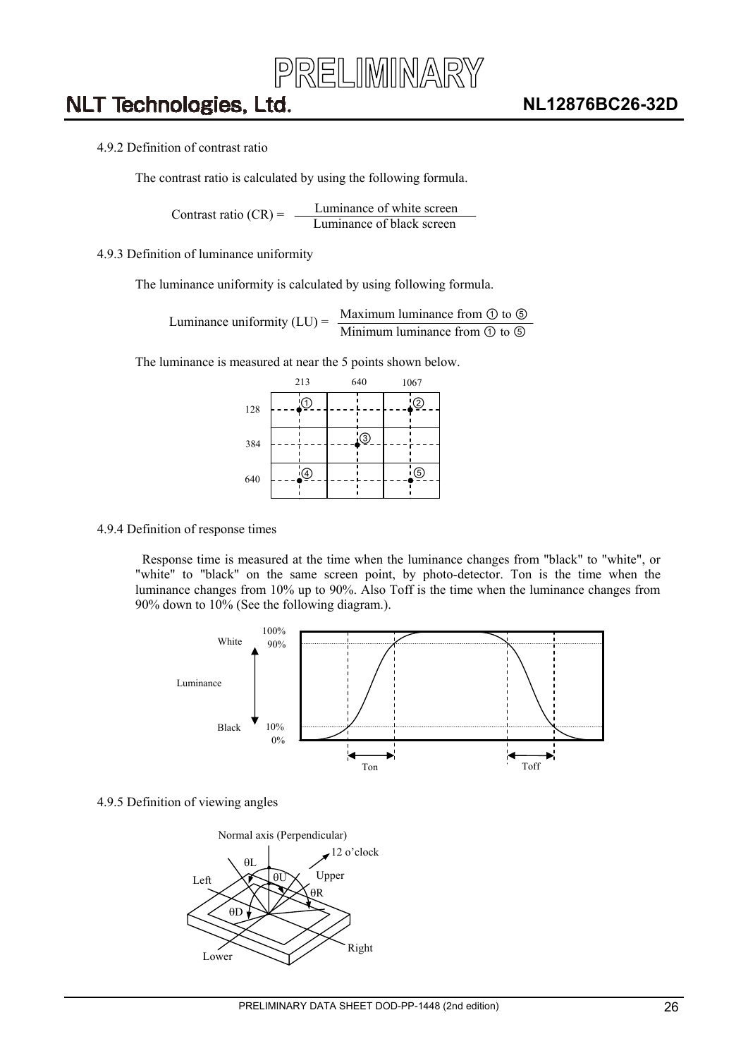#### 4.9.2 Definition of contrast ratio

The contrast ratio is calculated by using the following formula.

$$\text{Contrast ratio (CR)} = \frac{\text{Luminance of white screen}}{\text{Luminance of black screen}}$$

#### 4.9.3 Definition of luminance uniformity

The luminance uniformity is calculated by using following formula.

$$\text{Luminance uniformity (LU)} = \frac{\text{Maximum luminance from ① to ⑤}}{\text{Minimum luminance from ① to ⑤}}$$

The luminance is measured at near the 5 points shown below.

| | 213 | 640 | 1067 |
|---|---|---|---|
| 128 | ① | | ② |
| 384 | | ③ | |
| 640 | ④ | | ⑤ |

#### 4.9.4 Definition of response times

Response time is measured at the time when the luminance changes from "black" to "white", or "white" to "black" on the same screen point, by photo-detector. Ton is the time when the luminance changes from 10% up to 90%. Also Toff is the time when the luminance changes from 90% down to 10% (See the following diagram.).

#### 4.9.5 Definition of viewing angles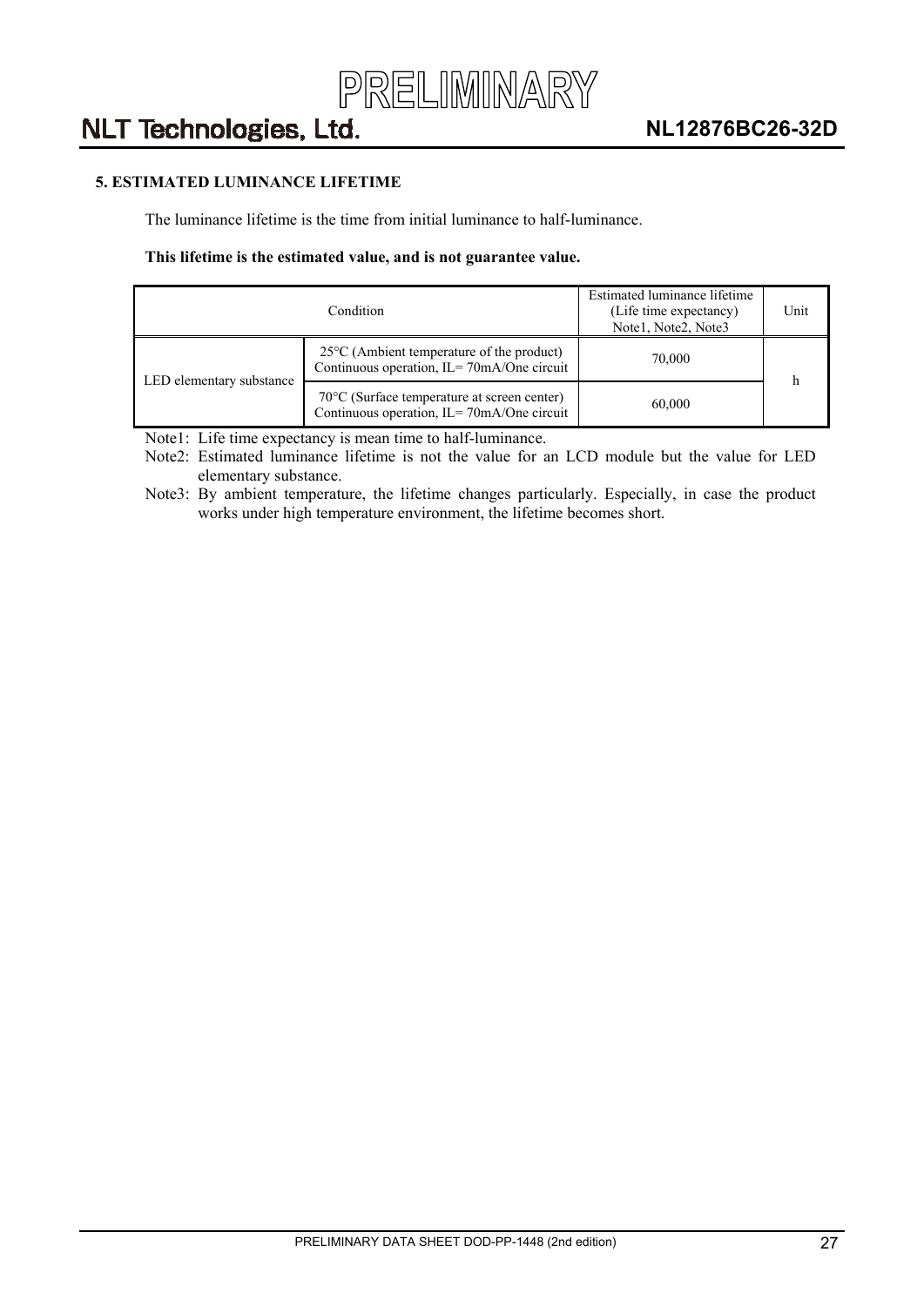## 5. ESTIMATED LUMINANCE LIFETIME

The luminance lifetime is the time from initial luminance to half-luminance.

**This lifetime is the estimated value, and is not guarantee value.**

| Condition | | Estimated luminance lifetime (Life time expectancy) Note1, Note2, Note3 | Unit |
|---|---|---|---|
| LED elementary substance | 25°C (Ambient temperature of the product) Continuous operation, IL= 70mA/One circuit | 70,000 | h |
| | 70°C (Surface temperature at screen center) Continuous operation, IL= 70mA/One circuit | 60,000 | |

Note1: Life time expectancy is mean time to half-luminance.

Note2: Estimated luminance lifetime is not the value for an LCD module but the value for LED elementary substance.

Note3: By ambient temperature, the lifetime changes particularly. Especially, in case the product works under high temperature environment, the lifetime becomes short.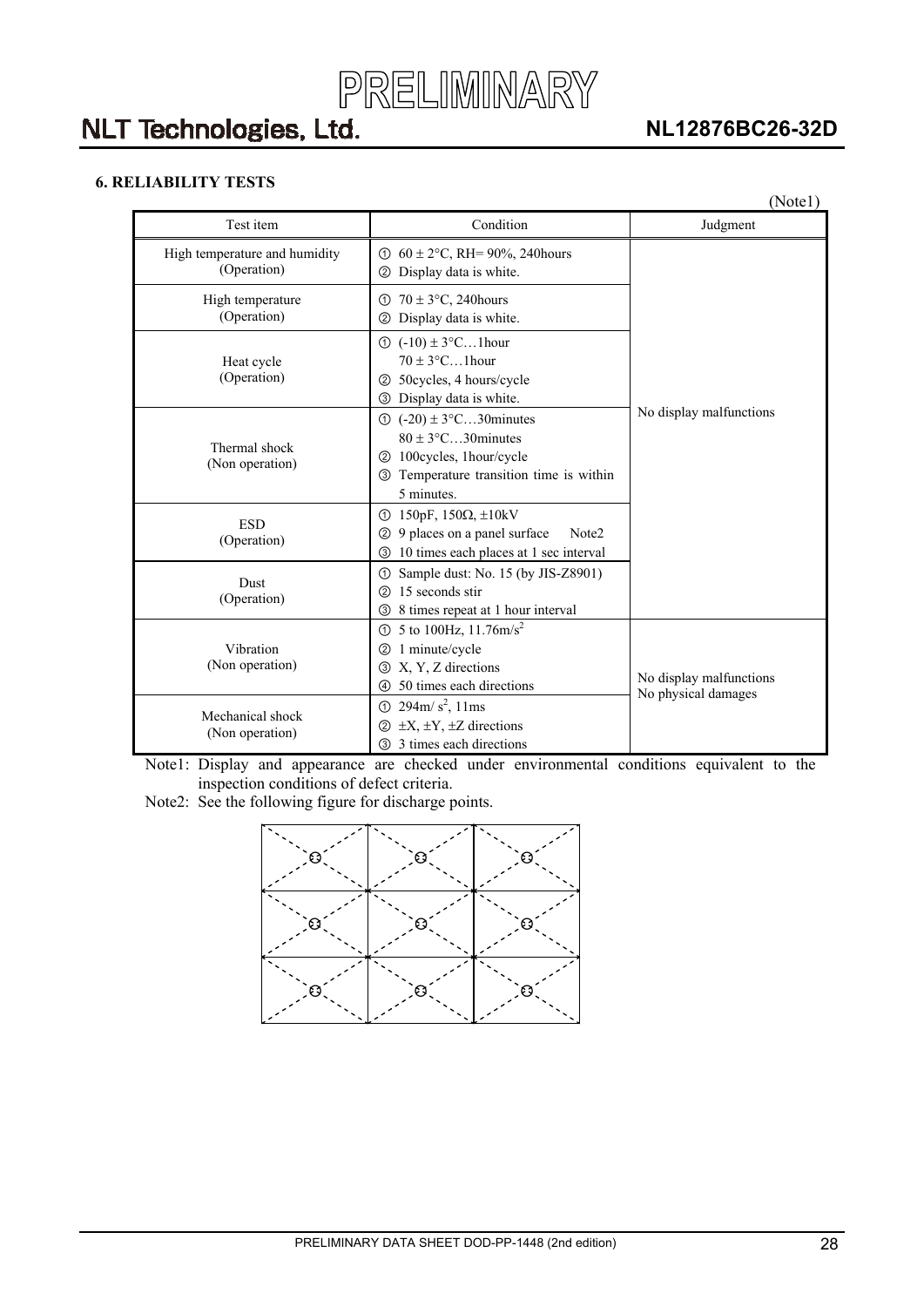## 6. RELIABILITY TESTS

(Note1)

| Test item | Condition | Judgment |
|---|---|---|
| High temperature and humidity (Operation) | ① 60 ± 2°C, RH= 90%, 240hours<br>② Display data is white. | No display malfunctions |
| High temperature (Operation) | ① 70 ± 3°C, 240hours<br>② Display data is white. | |
| Heat cycle (Operation) | ① (-10) ± 3°C…1hour<br>70 ± 3°C…1hour<br>② 50cycles, 4 hours/cycle<br>③ Display data is white. | |
| Thermal shock (Non operation) | ① (-20) ± 3°C…30minutes<br>80 ± 3°C…30minutes<br>② 100cycles, 1hour/cycle<br>③ Temperature transition time is within 5 minutes. | |
| ESD (Operation) | ① 150pF, 150Ω, ±10kV<br>② 9 places on a panel surface Note2<br>③ 10 times each places at 1 sec interval | |
| Dust (Operation) | ① Sample dust: No. 15 (by JIS-Z8901)<br>② 15 seconds stir<br>③ 8 times repeat at 1 hour interval | |
| Vibration (Non operation) | ① 5 to 100Hz, 11.76m/s$^2$<br>② 1 minute/cycle<br>③ X, Y, Z directions<br>④ 50 times each directions | No display malfunctions<br>No physical damages |
| Mechanical shock (Non operation) | ① 294m/ s$^2$, 11ms<br>② ±X, ±Y, ±Z directions<br>③ 3 times each directions | |

Note1: Display and appearance are checked under environmental conditions equivalent to the inspection conditions of defect criteria.

Note2: See the following figure for discharge points.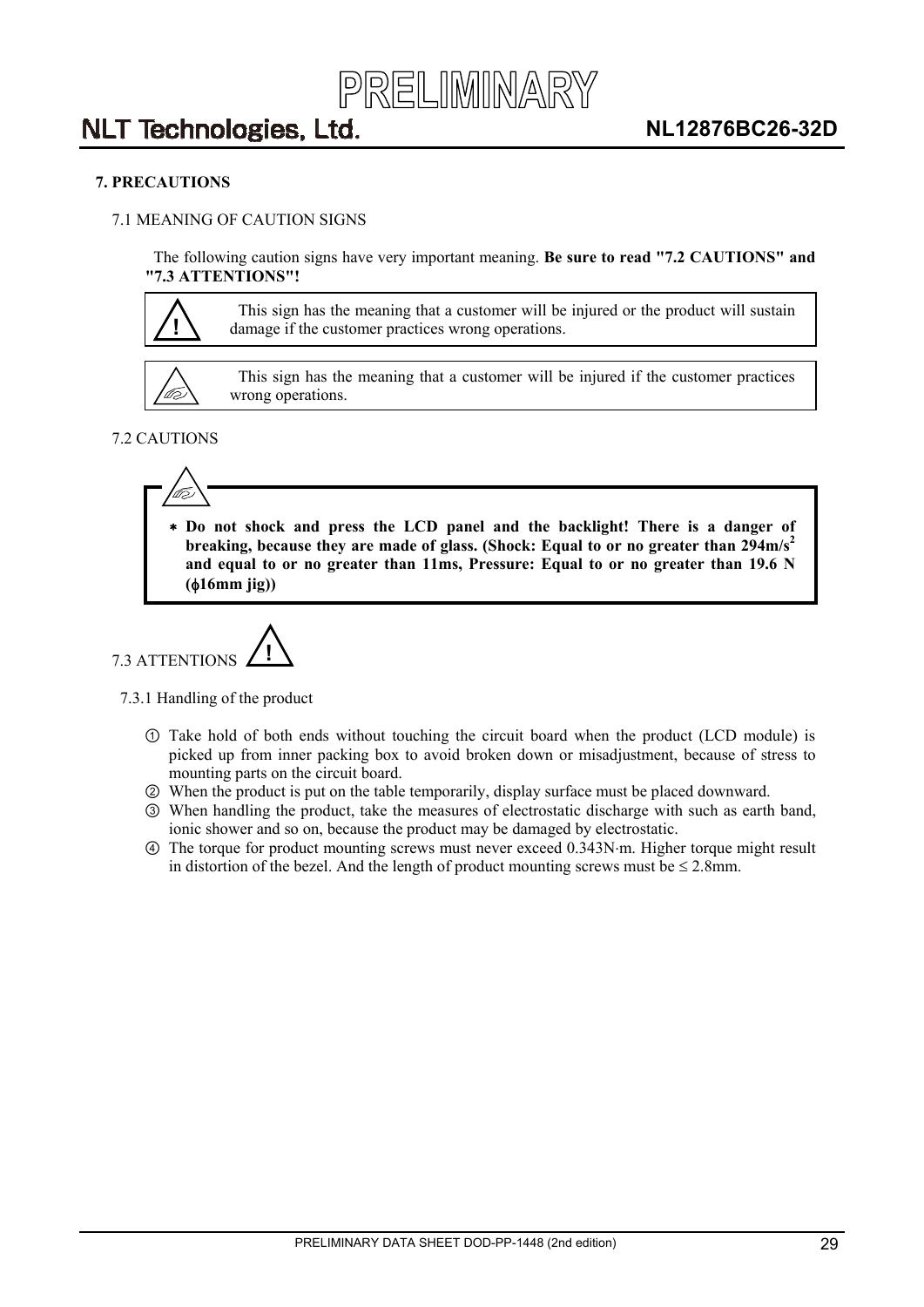# 7. PRECAUTIONS

## 7.1 MEANING OF CAUTION SIGNS

The following caution signs have very important meaning. **Be sure to read "7.2 CAUTIONS" and "7.3 ATTENTIONS"!**

| | |
|---|---|
| ! | This sign has the meaning that a customer will be injured or the product will sustain damage if the customer practices wrong operations. |

| | |
|---|---|
| | This sign has the meaning that a customer will be injured if the customer practices wrong operations. |

## 7.2 CAUTIONS

* **Do not shock and press the LCD panel and the backlight! There is a danger of breaking, because they are made of glass. (Shock: Equal to or no greater than 294m/s$^2$ and equal to or no greater than 11ms, Pressure: Equal to or no greater than 19.6 N (ϕ16mm jig))**

## 7.3 ATTENTIONS !

### 7.3.1 Handling of the product

① Take hold of both ends without touching the circuit board when the product (LCD module) is picked up from inner packing box to avoid broken down or misadjustment, because of stress to mounting parts on the circuit board.

② When the product is put on the table temporarily, display surface must be placed downward.

③ When handling the product, take the measures of electrostatic discharge with such as earth band, ionic shower and so on, because the product may be damaged by electrostatic.

④ The torque for product mounting screws must never exceed 0.343N·m. Higher torque might result in distortion of the bezel. And the length of product mounting screws must be ≤ 2.8mm.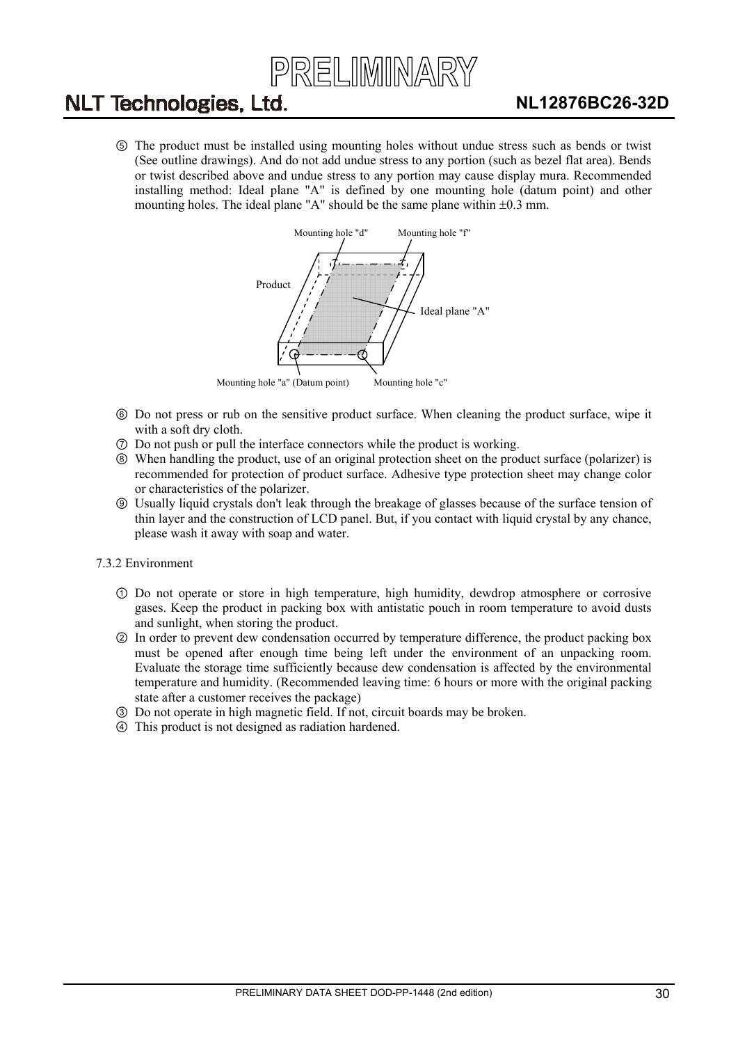⑤ The product must be installed using mounting holes without undue stress such as bends or twist (See outline drawings). And do not add undue stress to any portion (such as bezel flat area). Bends or twist described above and undue stress to any portion may cause display mura. Recommended installing method: Ideal plane "A" is defined by one mounting hole (datum point) and other mounting holes. The ideal plane "A" should be the same plane within ±0.3 mm.

Mounting hole "d" Mounting hole "f"

Product

Ideal plane "A"

Mounting hole "a" (Datum point) Mounting hole "c"

⑥ Do not press or rub on the sensitive product surface. When cleaning the product surface, wipe it with a soft dry cloth.

⑦ Do not push or pull the interface connectors while the product is working.

⑧ When handling the product, use of an original protection sheet on the product surface (polarizer) is recommended for protection of product surface. Adhesive type protection sheet may change color or characteristics of the polarizer.

⑨ Usually liquid crystals don't leak through the breakage of glasses because of the surface tension of thin layer and the construction of LCD panel. But, if you contact with liquid crystal by any chance, please wash it away with soap and water.

7.3.2 Environment

① Do not operate or store in high temperature, high humidity, dewdrop atmosphere or corrosive gases. Keep the product in packing box with antistatic pouch in room temperature to avoid dusts and sunlight, when storing the product.

② In order to prevent dew condensation occurred by temperature difference, the product packing box must be opened after enough time being left under the environment of an unpacking room. Evaluate the storage time sufficiently because dew condensation is affected by the environmental temperature and humidity. (Recommended leaving time: 6 hours or more with the original packing state after a customer receives the package)

③ Do not operate in high magnetic field. If not, circuit boards may be broken.

④ This product is not designed as radiation hardened.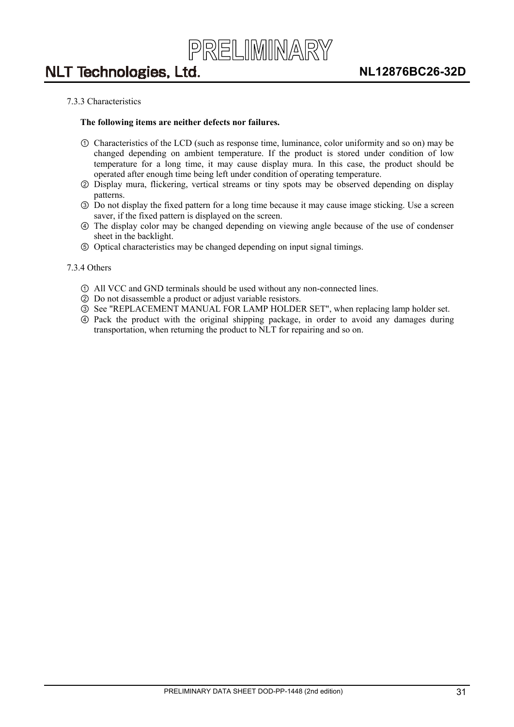### 7.3.3 Characteristics

**The following items are neither defects nor failures.**

① Characteristics of the LCD (such as response time, luminance, color uniformity and so on) may be changed depending on ambient temperature. If the product is stored under condition of low temperature for a long time, it may cause display mura. In this case, the product should be operated after enough time being left under condition of operating temperature.
② Display mura, flickering, vertical streams or tiny spots may be observed depending on display patterns.
③ Do not display the fixed pattern for a long time because it may cause image sticking. Use a screen saver, if the fixed pattern is displayed on the screen.
④ The display color may be changed depending on viewing angle because of the use of condenser sheet in the backlight.
⑤ Optical characteristics may be changed depending on input signal timings.

### 7.3.4 Others

① All VCC and GND terminals should be used without any non-connected lines.
② Do not disassemble a product or adjust variable resistors.
③ See "REPLACEMENT MANUAL FOR LAMP HOLDER SET", when replacing lamp holder set.
④ Pack the product with the original shipping package, in order to avoid any damages during transportation, when returning the product to NLT for repairing and so on.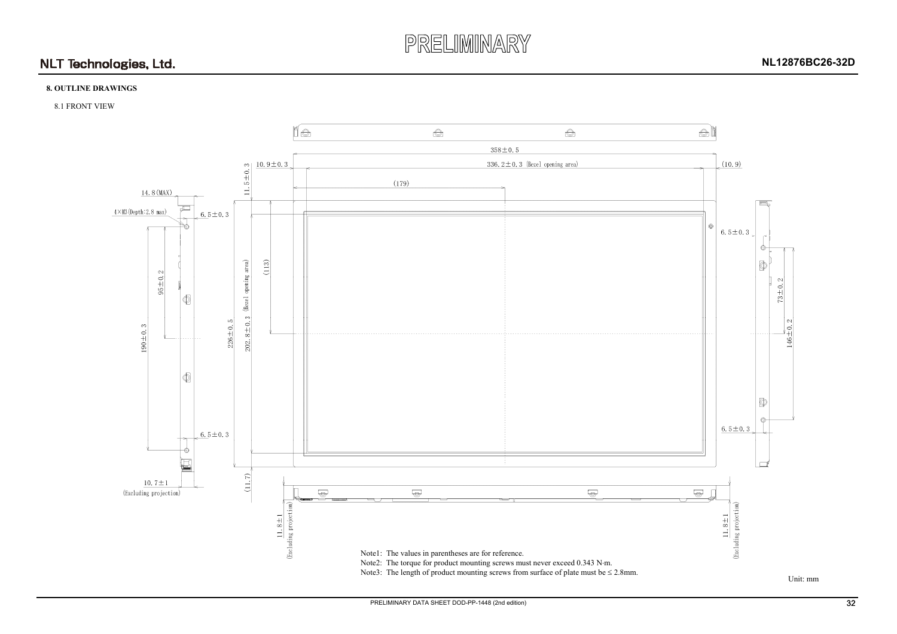PRELIMINARY

## 8. OUTLINE DRAWINGS

### 8.1 FRONT VIEW

358±0.5

10.9±0.3

336.2±0.3 (Bezel opening area)

(10.9)

(179)

11.5±0.3

14.8(MAX)

4×M3(Depth:2.8 max)

6.5±0.3

95±0.2

190±0.3

226±0.5

202.8±0.3 (Bezel opening area)

(113)

6.5±0.3

73±0.2

146±0.2

6.5±0.3

6.5±0.3

10.7±1 (Excluding projection)

(11.7)

11.8±1 (Excluding projection)

11.8±1 (Excluding projection)

Note1: The values in parentheses are for reference.

Note2: The torque for product mounting screws must never exceed 0.343 N·m.

Note3: The length of product mounting screws from surface of plate must be ≤ 2.8mm.

Unit: mm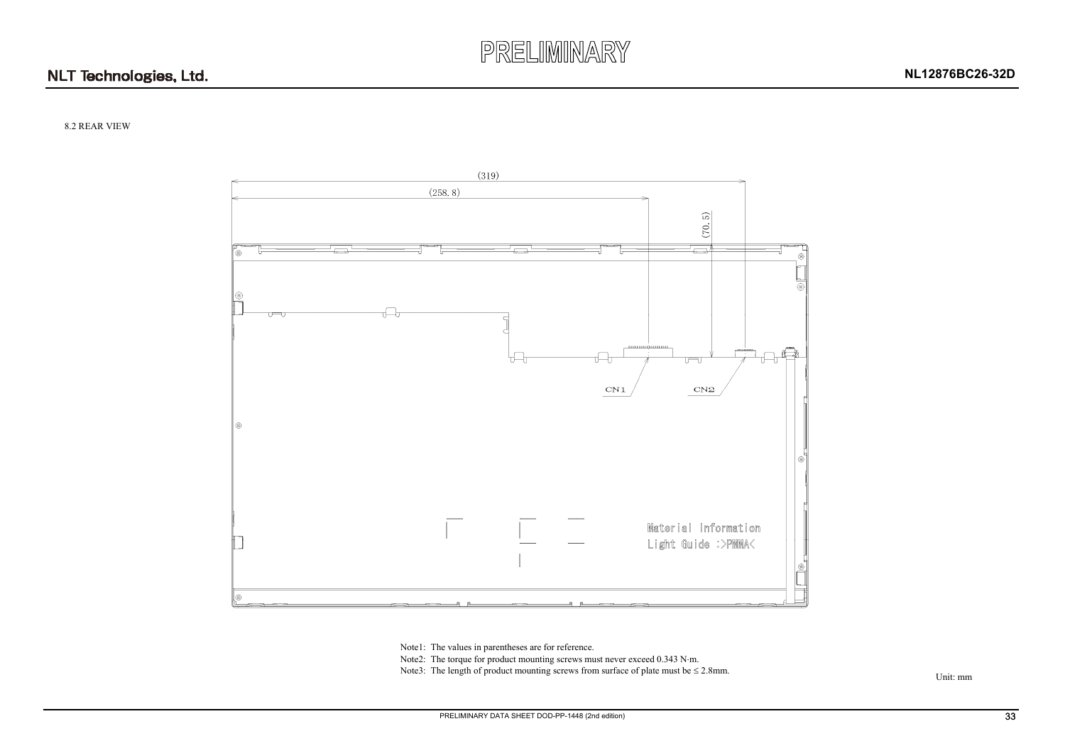8.2 REAR VIEW

(319)

(258.8)

(70.5)

CN1

CN2

Material Information
Light Guide :>PMMA<

Note1: The values in parentheses are for reference.
Note2: The torque for product mounting screws must never exceed 0.343 N·m.
Note3: The length of product mounting screws from surface of plate must be ≤ 2.8mm.

Unit: mm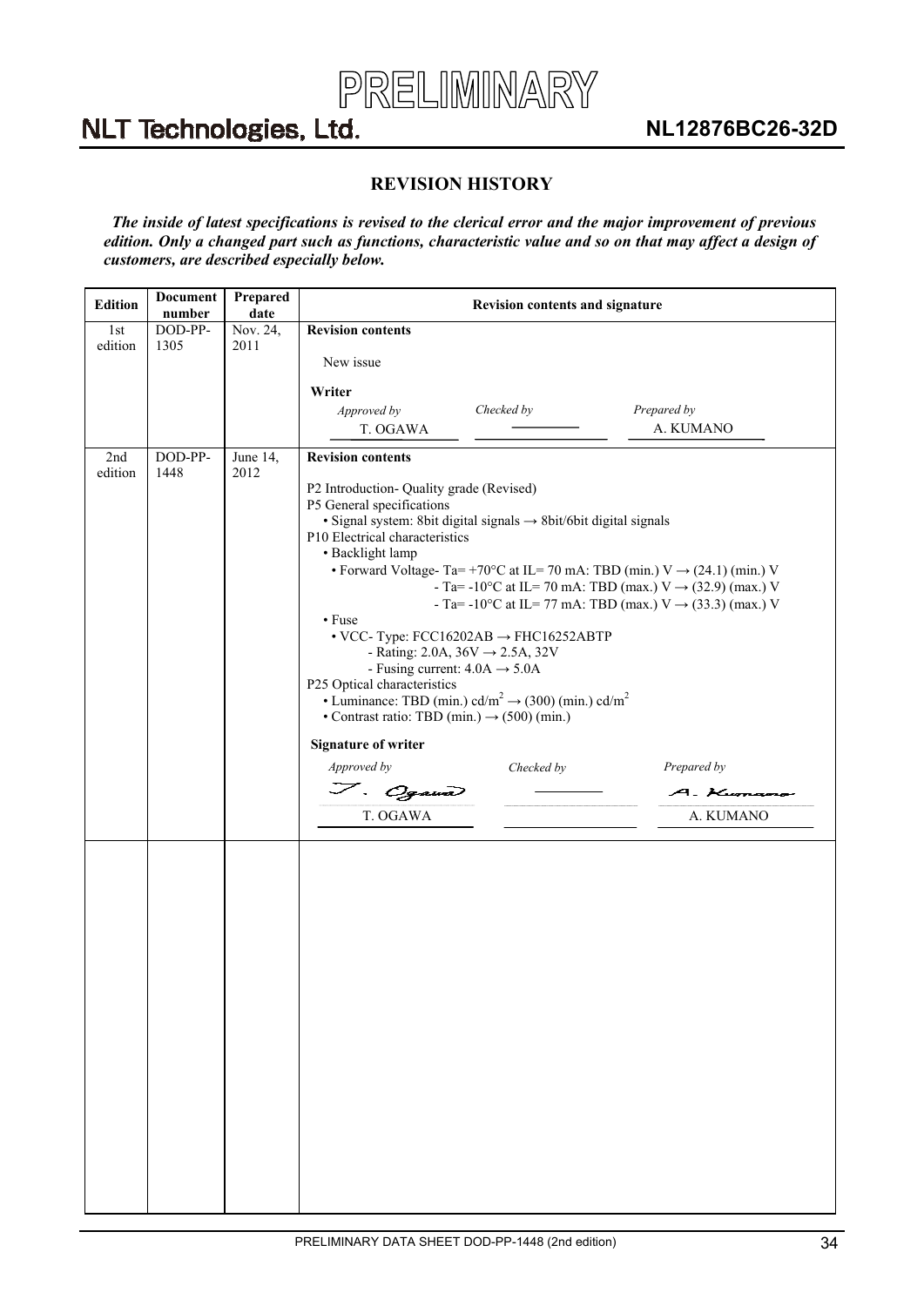## REVISION HISTORY

***The inside of latest specifications is revised to the clerical error and the major improvement of previous edition. Only a changed part such as functions, characteristic value and so on that may affect a design of customers, are described especially below.***

| Edition | Document number | Prepared date | Revision contents and signature |
|---|---|---|---|
| 1st edition | DOD-PP-1305 | Nov. 24, 2011 | **Revision contents**<br><br>New issue<br><br>**Writer**<br>*Approved by* T. OGAWA<br>*Checked by* ―――<br>*Prepared by* A. KUMANO |
| 2nd edition | DOD-PP-1448 | June 14, 2012 | **Revision contents**<br><br>P2 Introduction- Quality grade (Revised)<br>P5 General specifications<br>• Signal system: 8bit digital signals → 8bit/6bit digital signals<br>P10 Electrical characteristics<br>• Backlight lamp<br>• Forward Voltage- Ta= +70°C at IL= 70 mA: TBD (min.) V → (24.1) (min.) V<br>- Ta= -10°C at IL= 70 mA: TBD (max.) V → (32.9) (max.) V<br>- Ta= -10°C at IL= 77 mA: TBD (max.) V → (33.3) (max.) V<br>• Fuse<br>• VCC- Type: FCC16202AB → FHC16252ABTP<br>- Rating: 2.0A, 36V → 2.5A, 32V<br>- Fusing current: 4.0A → 5.0A<br>P25 Optical characteristics<br>• Luminance: TBD (min.) cd/m$^2$ → (300) (min.) cd/m$^2$<br>• Contrast ratio: TBD (min.) → (500) (min.)<br><br>**Signature of writer**<br>*Approved by* T. Ogawa (signature) T. OGAWA<br>*Checked by* ―――<br>*Prepared by* A. Kumano (signature) A. KUMANO |
| | | | |